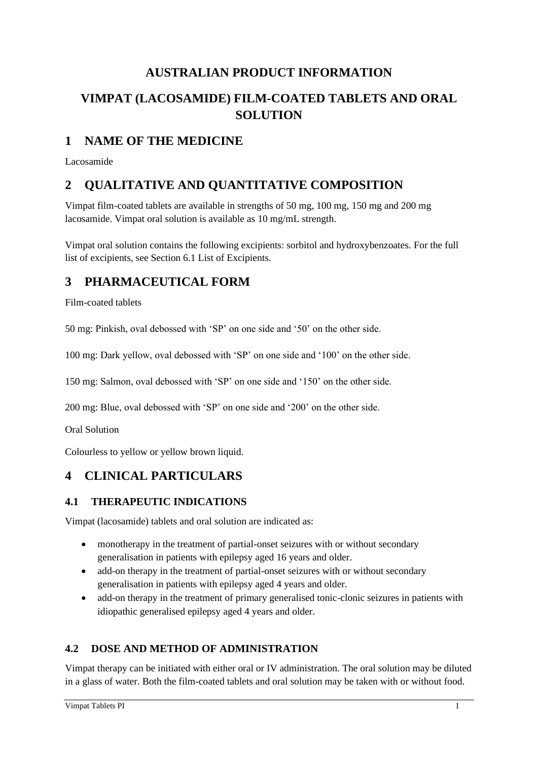# AUSTRALIAN PRODUCT INFORMATION

# VIMPAT (LACOSAMIDE) FILM-COATED TABLETS AND ORAL SOLUTION

## 1 NAME OF THE MEDICINE

Lacosamide

## 2 QUALITATIVE AND QUANTITATIVE COMPOSITION

Vimpat film-coated tablets are available in strengths of 50 mg, 100 mg, 150 mg and 200 mg lacosamide. Vimpat oral solution is available as 10 mg/mL strength.

Vimpat oral solution contains the following excipients: sorbitol and hydroxybenzoates. For the full list of excipients, see Section 6.1 List of Excipients.

## 3 PHARMACEUTICAL FORM

Film-coated tablets

50 mg: Pinkish, oval debossed with 'SP' on one side and '50' on the other side.

100 mg: Dark yellow, oval debossed with 'SP' on one side and '100' on the other side.

150 mg: Salmon, oval debossed with 'SP' on one side and '150' on the other side.

200 mg: Blue, oval debossed with 'SP' on one side and '200' on the other side.

Oral Solution

Colourless to yellow or yellow brown liquid.

## 4 CLINICAL PARTICULARS

### 4.1 THERAPEUTIC INDICATIONS

Vimpat (lacosamide) tablets and oral solution are indicated as:

- monotherapy in the treatment of partial-onset seizures with or without secondary generalisation in patients with epilepsy aged 16 years and older.
- add-on therapy in the treatment of partial-onset seizures with or without secondary generalisation in patients with epilepsy aged 4 years and older.
- add-on therapy in the treatment of primary generalised tonic-clonic seizures in patients with idiopathic generalised epilepsy aged 4 years and older.

### 4.2 DOSE AND METHOD OF ADMINISTRATION

Vimpat therapy can be initiated with either oral or IV administration. The oral solution may be diluted in a glass of water. Both the film-coated tablets and oral solution may be taken with or without food.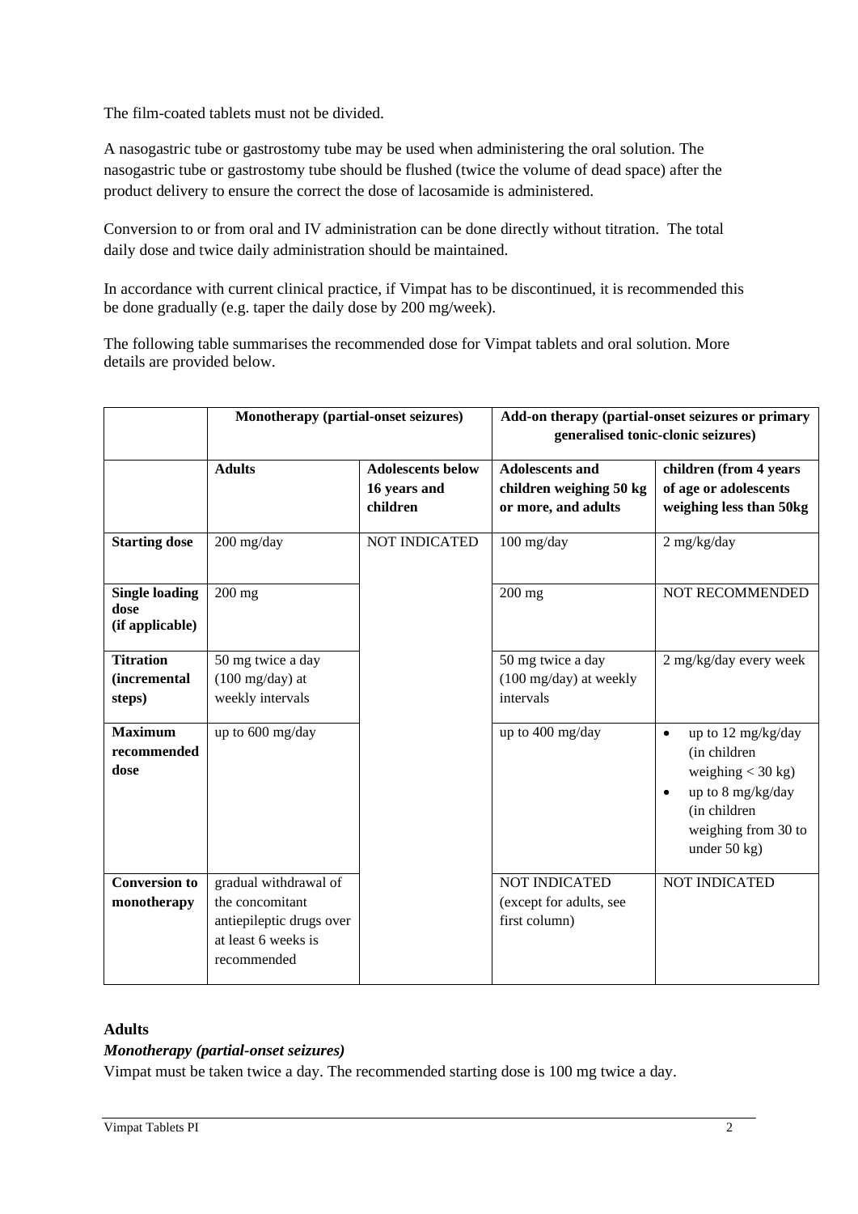The film-coated tablets must not be divided.

A nasogastric tube or gastrostomy tube may be used when administering the oral solution. The nasogastric tube or gastrostomy tube should be flushed (twice the volume of dead space) after the product delivery to ensure the correct the dose of lacosamide is administered.

Conversion to or from oral and IV administration can be done directly without titration. The total daily dose and twice daily administration should be maintained.

In accordance with current clinical practice, if Vimpat has to be discontinued, it is recommended this be done gradually (e.g. taper the daily dose by 200 mg/week).

The following table summarises the recommended dose for Vimpat tablets and oral solution. More details are provided below.

| | **Monotherapy (partial-onset seizures)** | | **Add-on therapy (partial-onset seizures or primary generalised tonic-clonic seizures)** | |
|---|---|---|---|---|
| | **Adults** | **Adolescents below 16 years and children** | **Adolescents and children weighing 50 kg or more, and adults** | **children (from 4 years of age or adolescents weighing less than 50kg** |
| **Starting dose** | 200 mg/day | NOT INDICATED | 100 mg/day | 2 mg/kg/day |
| **Single loading dose (if applicable)** | 200 mg | | 200 mg | NOT RECOMMENDED |
| **Titration (incremental steps)** | 50 mg twice a day (100 mg/day) at weekly intervals | | 50 mg twice a day (100 mg/day) at weekly intervals | 2 mg/kg/day every week |
| **Maximum recommended dose** | up to 600 mg/day | | up to 400 mg/day | • up to 12 mg/kg/day (in children weighing < 30 kg) • up to 8 mg/kg/day (in children weighing from 30 to under 50 kg) |
| **Conversion to monotherapy** | gradual withdrawal of the concomitant antiepileptic drugs over at least 6 weeks is recommended | | NOT INDICATED (except for adults, see first column) | NOT INDICATED |

### Adults

#### *Monotherapy (partial-onset seizures)*

Vimpat must be taken twice a day. The recommended starting dose is 100 mg twice a day.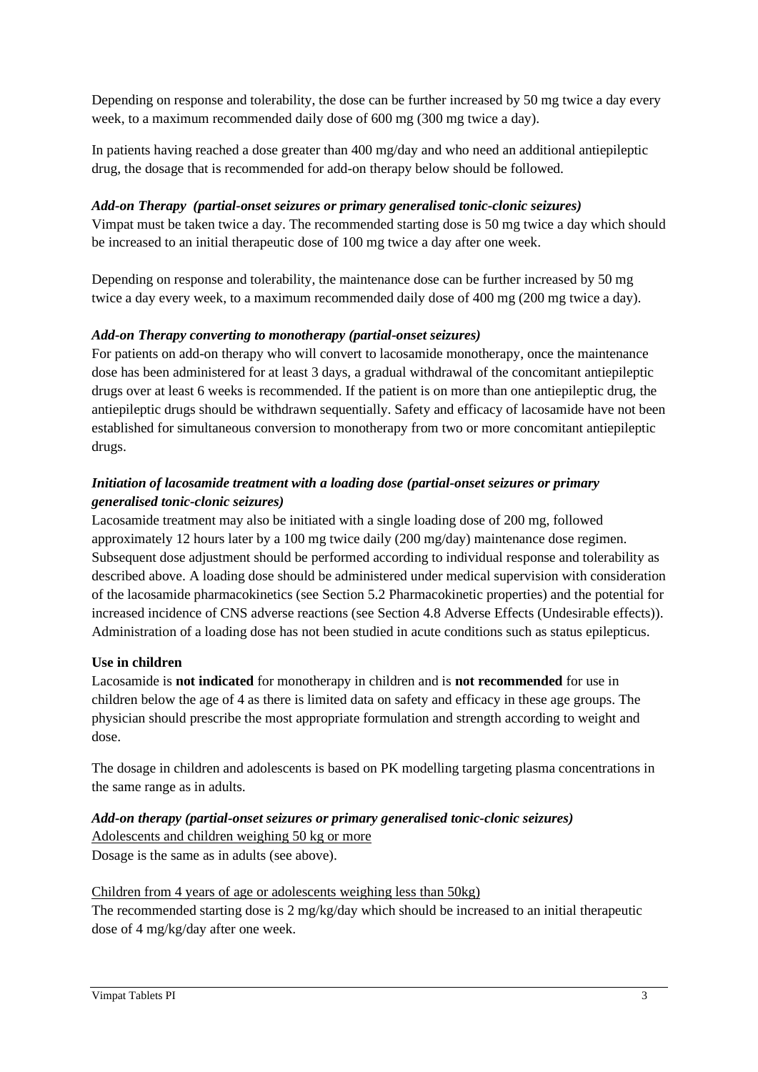Depending on response and tolerability, the dose can be further increased by 50 mg twice a day every week, to a maximum recommended daily dose of 600 mg (300 mg twice a day).

In patients having reached a dose greater than 400 mg/day and who need an additional antiepileptic drug, the dosage that is recommended for add-on therapy below should be followed.

***Add-on Therapy (partial-onset seizures or primary generalised tonic-clonic seizures)***

Vimpat must be taken twice a day. The recommended starting dose is 50 mg twice a day which should be increased to an initial therapeutic dose of 100 mg twice a day after one week.

Depending on response and tolerability, the maintenance dose can be further increased by 50 mg twice a day every week, to a maximum recommended daily dose of 400 mg (200 mg twice a day).

***Add-on Therapy converting to monotherapy (partial-onset seizures)***

For patients on add-on therapy who will convert to lacosamide monotherapy, once the maintenance dose has been administered for at least 3 days, a gradual withdrawal of the concomitant antiepileptic drugs over at least 6 weeks is recommended. If the patient is on more than one antiepileptic drug, the antiepileptic drugs should be withdrawn sequentially. Safety and efficacy of lacosamide have not been established for simultaneous conversion to monotherapy from two or more concomitant antiepileptic drugs.

***Initiation of lacosamide treatment with a loading dose (partial-onset seizures or primary generalised tonic-clonic seizures)***

Lacosamide treatment may also be initiated with a single loading dose of 200 mg, followed approximately 12 hours later by a 100 mg twice daily (200 mg/day) maintenance dose regimen. Subsequent dose adjustment should be performed according to individual response and tolerability as described above. A loading dose should be administered under medical supervision with consideration of the lacosamide pharmacokinetics (see Section 5.2 Pharmacokinetic properties) and the potential for increased incidence of CNS adverse reactions (see Section 4.8 Adverse Effects (Undesirable effects)). Administration of a loading dose has not been studied in acute conditions such as status epilepticus.

**Use in children**

Lacosamide is **not indicated** for monotherapy in children and is **not recommended** for use in children below the age of 4 as there is limited data on safety and efficacy in these age groups. The physician should prescribe the most appropriate formulation and strength according to weight and dose.

The dosage in children and adolescents is based on PK modelling targeting plasma concentrations in the same range as in adults.

***Add-on therapy (partial-onset seizures or primary generalised tonic-clonic seizures)***

Adolescents and children weighing 50 kg or more

Dosage is the same as in adults (see above).

Children from 4 years of age or adolescents weighing less than 50kg)

The recommended starting dose is 2 mg/kg/day which should be increased to an initial therapeutic dose of 4 mg/kg/day after one week.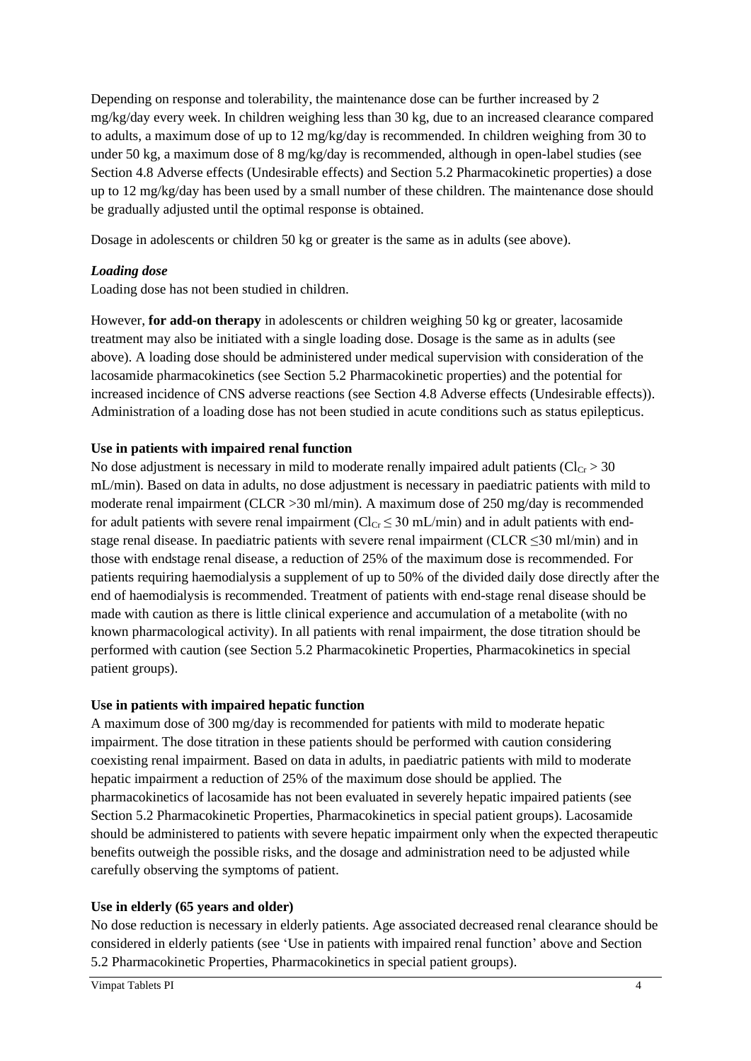Depending on response and tolerability, the maintenance dose can be further increased by 2 mg/kg/day every week. In children weighing less than 30 kg, due to an increased clearance compared to adults, a maximum dose of up to 12 mg/kg/day is recommended. In children weighing from 30 to under 50 kg, a maximum dose of 8 mg/kg/day is recommended, although in open-label studies (see Section 4.8 Adverse effects (Undesirable effects) and Section 5.2 Pharmacokinetic properties) a dose up to 12 mg/kg/day has been used by a small number of these children. The maintenance dose should be gradually adjusted until the optimal response is obtained.

Dosage in adolescents or children 50 kg or greater is the same as in adults (see above).

***Loading dose***

Loading dose has not been studied in children.

However, **for add-on therapy** in adolescents or children weighing 50 kg or greater, lacosamide treatment may also be initiated with a single loading dose. Dosage is the same as in adults (see above). A loading dose should be administered under medical supervision with consideration of the lacosamide pharmacokinetics (see Section 5.2 Pharmacokinetic properties) and the potential for increased incidence of CNS adverse reactions (see Section 4.8 Adverse effects (Undesirable effects)). Administration of a loading dose has not been studied in acute conditions such as status epilepticus.

**Use in patients with impaired renal function**

No dose adjustment is necessary in mild to moderate renally impaired adult patients ($Cl_{Cr} > 30$ mL/min). Based on data in adults, no dose adjustment is necessary in paediatric patients with mild to moderate renal impairment (CLCR >30 ml/min). A maximum dose of 250 mg/day is recommended for adult patients with severe renal impairment ($Cl_{Cr} \leq 30$ mL/min) and in adult patients with end-stage renal disease. In paediatric patients with severe renal impairment (CLCR ≤30 ml/min) and in those with endstage renal disease, a reduction of 25% of the maximum dose is recommended. For patients requiring haemodialysis a supplement of up to 50% of the divided daily dose directly after the end of haemodialysis is recommended. Treatment of patients with end-stage renal disease should be made with caution as there is little clinical experience and accumulation of a metabolite (with no known pharmacological activity). In all patients with renal impairment, the dose titration should be performed with caution (see Section 5.2 Pharmacokinetic Properties, Pharmacokinetics in special patient groups).

**Use in patients with impaired hepatic function**

A maximum dose of 300 mg/day is recommended for patients with mild to moderate hepatic impairment. The dose titration in these patients should be performed with caution considering coexisting renal impairment. Based on data in adults, in paediatric patients with mild to moderate hepatic impairment a reduction of 25% of the maximum dose should be applied. The pharmacokinetics of lacosamide has not been evaluated in severely hepatic impaired patients (see Section 5.2 Pharmacokinetic Properties, Pharmacokinetics in special patient groups). Lacosamide should be administered to patients with severe hepatic impairment only when the expected therapeutic benefits outweigh the possible risks, and the dosage and administration need to be adjusted while carefully observing the symptoms of patient.

**Use in elderly (65 years and older)**

No dose reduction is necessary in elderly patients. Age associated decreased renal clearance should be considered in elderly patients (see 'Use in patients with impaired renal function' above and Section 5.2 Pharmacokinetic Properties, Pharmacokinetics in special patient groups).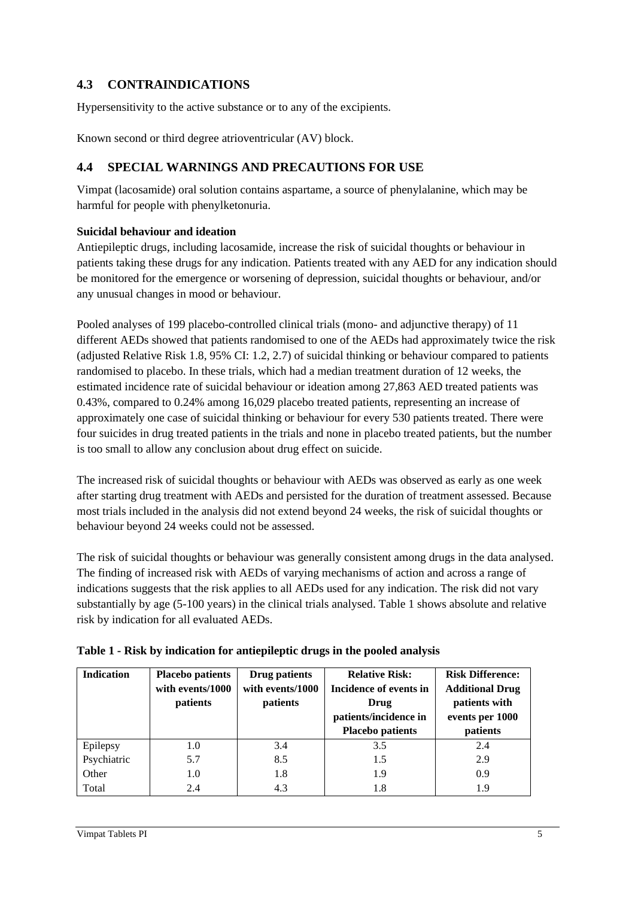## 4.3 CONTRAINDICATIONS

Hypersensitivity to the active substance or to any of the excipients.

Known second or third degree atrioventricular (AV) block.

## 4.4 SPECIAL WARNINGS AND PRECAUTIONS FOR USE

Vimpat (lacosamide) oral solution contains aspartame, a source of phenylalanine, which may be harmful for people with phenylketonuria.

**Suicidal behaviour and ideation**

Antiepileptic drugs, including lacosamide, increase the risk of suicidal thoughts or behaviour in patients taking these drugs for any indication. Patients treated with any AED for any indication should be monitored for the emergence or worsening of depression, suicidal thoughts or behaviour, and/or any unusual changes in mood or behaviour.

Pooled analyses of 199 placebo-controlled clinical trials (mono- and adjunctive therapy) of 11 different AEDs showed that patients randomised to one of the AEDs had approximately twice the risk (adjusted Relative Risk 1.8, 95% CI: 1.2, 2.7) of suicidal thinking or behaviour compared to patients randomised to placebo. In these trials, which had a median treatment duration of 12 weeks, the estimated incidence rate of suicidal behaviour or ideation among 27,863 AED treated patients was 0.43%, compared to 0.24% among 16,029 placebo treated patients, representing an increase of approximately one case of suicidal thinking or behaviour for every 530 patients treated. There were four suicides in drug treated patients in the trials and none in placebo treated patients, but the number is too small to allow any conclusion about drug effect on suicide.

The increased risk of suicidal thoughts or behaviour with AEDs was observed as early as one week after starting drug treatment with AEDs and persisted for the duration of treatment assessed. Because most trials included in the analysis did not extend beyond 24 weeks, the risk of suicidal thoughts or behaviour beyond 24 weeks could not be assessed.

The risk of suicidal thoughts or behaviour was generally consistent among drugs in the data analysed. The finding of increased risk with AEDs of varying mechanisms of action and across a range of indications suggests that the risk applies to all AEDs used for any indication. The risk did not vary substantially by age (5-100 years) in the clinical trials analysed. Table 1 shows absolute and relative risk by indication for all evaluated AEDs.

**Table 1 - Risk by indication for antiepileptic drugs in the pooled analysis**

| Indication | Placebo patients with events/1000 patients | Drug patients with events/1000 patients | Relative Risk: Incidence of events in Drug patients/incidence in Placebo patients | Risk Difference: Additional Drug patients with events per 1000 patients |
|---|---|---|---|---|
| Epilepsy | 1.0 | 3.4 | 3.5 | 2.4 |
| Psychiatric | 5.7 | 8.5 | 1.5 | 2.9 |
| Other | 1.0 | 1.8 | 1.9 | 0.9 |
| Total | 2.4 | 4.3 | 1.8 | 1.9 |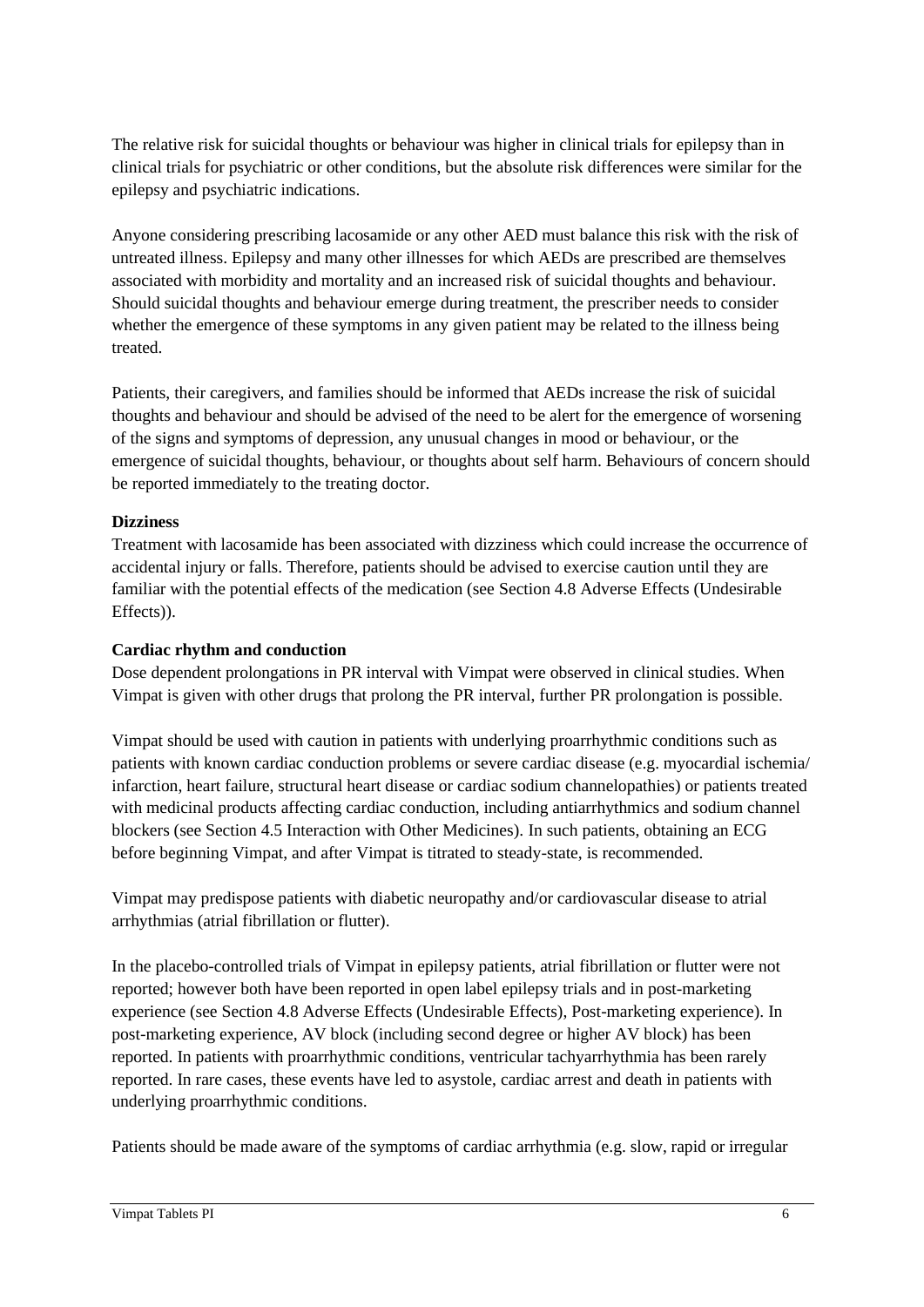The relative risk for suicidal thoughts or behaviour was higher in clinical trials for epilepsy than in clinical trials for psychiatric or other conditions, but the absolute risk differences were similar for the epilepsy and psychiatric indications.

Anyone considering prescribing lacosamide or any other AED must balance this risk with the risk of untreated illness. Epilepsy and many other illnesses for which AEDs are prescribed are themselves associated with morbidity and mortality and an increased risk of suicidal thoughts and behaviour. Should suicidal thoughts and behaviour emerge during treatment, the prescriber needs to consider whether the emergence of these symptoms in any given patient may be related to the illness being treated.

Patients, their caregivers, and families should be informed that AEDs increase the risk of suicidal thoughts and behaviour and should be advised of the need to be alert for the emergence of worsening of the signs and symptoms of depression, any unusual changes in mood or behaviour, or the emergence of suicidal thoughts, behaviour, or thoughts about self harm. Behaviours of concern should be reported immediately to the treating doctor.

**Dizziness**

Treatment with lacosamide has been associated with dizziness which could increase the occurrence of accidental injury or falls. Therefore, patients should be advised to exercise caution until they are familiar with the potential effects of the medication (see Section 4.8 Adverse Effects (Undesirable Effects)).

**Cardiac rhythm and conduction**

Dose dependent prolongations in PR interval with Vimpat were observed in clinical studies. When Vimpat is given with other drugs that prolong the PR interval, further PR prolongation is possible.

Vimpat should be used with caution in patients with underlying proarrhythmic conditions such as patients with known cardiac conduction problems or severe cardiac disease (e.g. myocardial ischemia/ infarction, heart failure, structural heart disease or cardiac sodium channelopathies) or patients treated with medicinal products affecting cardiac conduction, including antiarrhythmics and sodium channel blockers (see Section 4.5 Interaction with Other Medicines). In such patients, obtaining an ECG before beginning Vimpat, and after Vimpat is titrated to steady-state, is recommended.

Vimpat may predispose patients with diabetic neuropathy and/or cardiovascular disease to atrial arrhythmias (atrial fibrillation or flutter).

In the placebo-controlled trials of Vimpat in epilepsy patients, atrial fibrillation or flutter were not reported; however both have been reported in open label epilepsy trials and in post-marketing experience (see Section 4.8 Adverse Effects (Undesirable Effects), Post-marketing experience). In post-marketing experience, AV block (including second degree or higher AV block) has been reported. In patients with proarrhythmic conditions, ventricular tachyarrhythmia has been rarely reported. In rare cases, these events have led to asystole, cardiac arrest and death in patients with underlying proarrhythmic conditions.

Patients should be made aware of the symptoms of cardiac arrhythmia (e.g. slow, rapid or irregular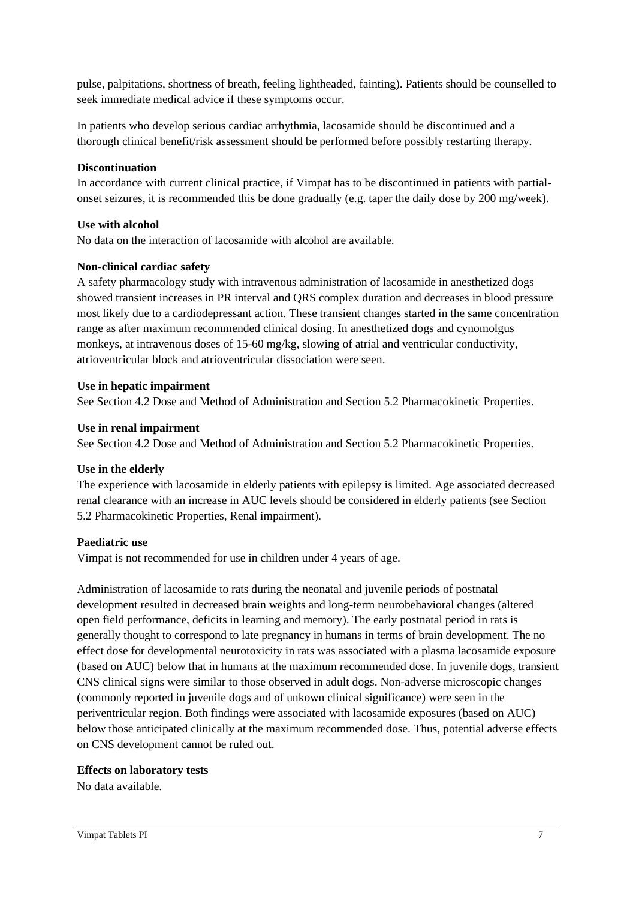pulse, palpitations, shortness of breath, feeling lightheaded, fainting). Patients should be counselled to seek immediate medical advice if these symptoms occur.

In patients who develop serious cardiac arrhythmia, lacosamide should be discontinued and a thorough clinical benefit/risk assessment should be performed before possibly restarting therapy.

**Discontinuation**

In accordance with current clinical practice, if Vimpat has to be discontinued in patients with partial-onset seizures, it is recommended this be done gradually (e.g. taper the daily dose by 200 mg/week).

**Use with alcohol**

No data on the interaction of lacosamide with alcohol are available.

**Non-clinical cardiac safety**

A safety pharmacology study with intravenous administration of lacosamide in anesthetized dogs showed transient increases in PR interval and QRS complex duration and decreases in blood pressure most likely due to a cardiodepressant action. These transient changes started in the same concentration range as after maximum recommended clinical dosing. In anesthetized dogs and cynomolgus monkeys, at intravenous doses of 15-60 mg/kg, slowing of atrial and ventricular conductivity, atrioventricular block and atrioventricular dissociation were seen.

**Use in hepatic impairment**

See Section 4.2 Dose and Method of Administration and Section 5.2 Pharmacokinetic Properties.

**Use in renal impairment**

See Section 4.2 Dose and Method of Administration and Section 5.2 Pharmacokinetic Properties.

**Use in the elderly**

The experience with lacosamide in elderly patients with epilepsy is limited. Age associated decreased renal clearance with an increase in AUC levels should be considered in elderly patients (see Section 5.2 Pharmacokinetic Properties, Renal impairment).

**Paediatric use**

Vimpat is not recommended for use in children under 4 years of age.

Administration of lacosamide to rats during the neonatal and juvenile periods of postnatal development resulted in decreased brain weights and long-term neurobehavioral changes (altered open field performance, deficits in learning and memory). The early postnatal period in rats is generally thought to correspond to late pregnancy in humans in terms of brain development. The no effect dose for developmental neurotoxicity in rats was associated with a plasma lacosamide exposure (based on AUC) below that in humans at the maximum recommended dose. In juvenile dogs, transient CNS clinical signs were similar to those observed in adult dogs. Non-adverse microscopic changes (commonly reported in juvenile dogs and of unkown clinical significance) were seen in the periventricular region. Both findings were associated with lacosamide exposures (based on AUC) below those anticipated clinically at the maximum recommended dose. Thus, potential adverse effects on CNS development cannot be ruled out.

**Effects on laboratory tests**

No data available.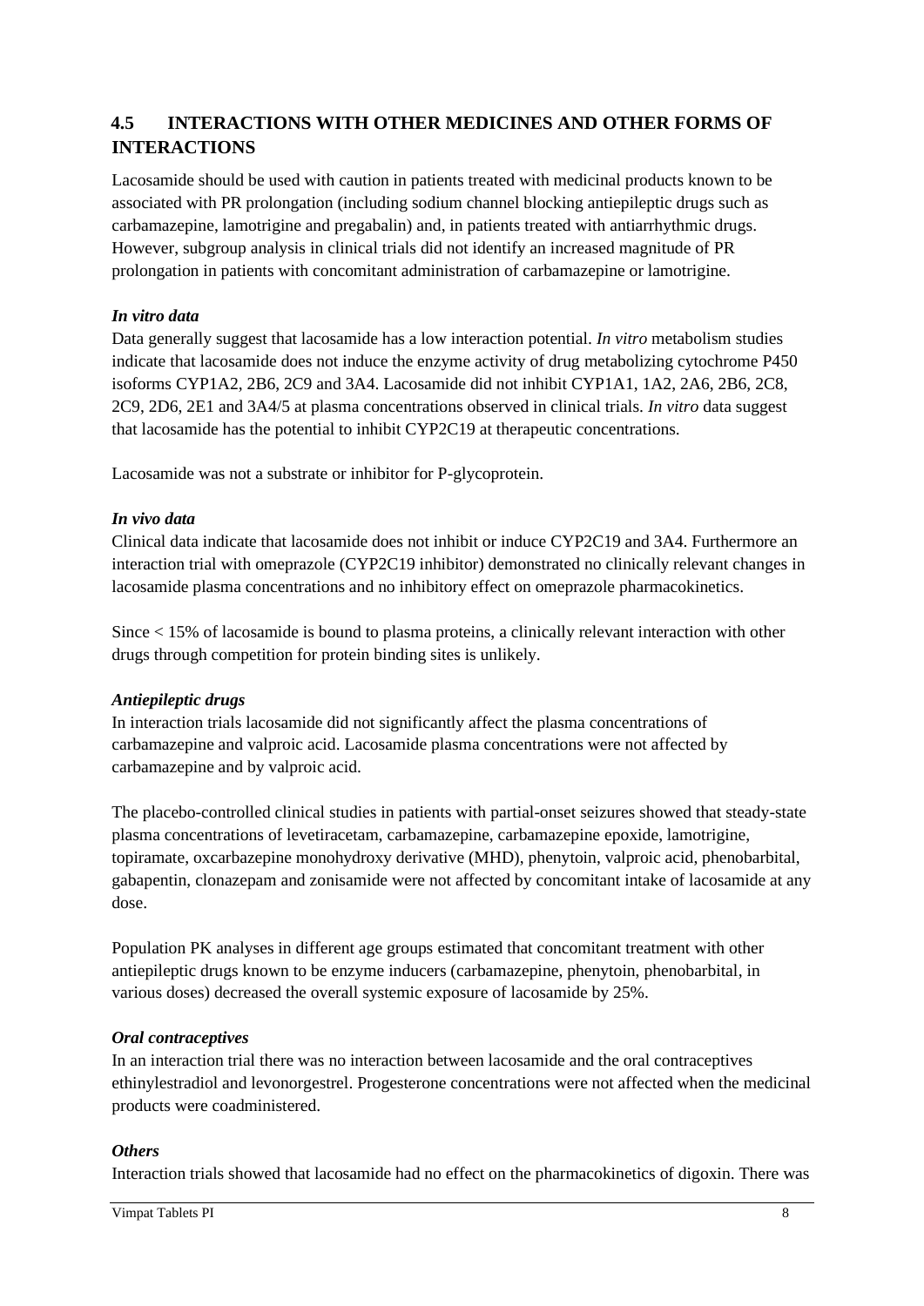## 4.5 INTERACTIONS WITH OTHER MEDICINES AND OTHER FORMS OF INTERACTIONS

Lacosamide should be used with caution in patients treated with medicinal products known to be associated with PR prolongation (including sodium channel blocking antiepileptic drugs such as carbamazepine, lamotrigine and pregabalin) and, in patients treated with antiarrhythmic drugs. However, subgroup analysis in clinical trials did not identify an increased magnitude of PR prolongation in patients with concomitant administration of carbamazepine or lamotrigine.

***In vitro data***

Data generally suggest that lacosamide has a low interaction potential. *In vitro* metabolism studies indicate that lacosamide does not induce the enzyme activity of drug metabolizing cytochrome P450 isoforms CYP1A2, 2B6, 2C9 and 3A4. Lacosamide did not inhibit CYP1A1, 1A2, 2A6, 2B6, 2C8, 2C9, 2D6, 2E1 and 3A4/5 at plasma concentrations observed in clinical trials. *In vitro* data suggest that lacosamide has the potential to inhibit CYP2C19 at therapeutic concentrations.

Lacosamide was not a substrate or inhibitor for P-glycoprotein.

***In vivo data***

Clinical data indicate that lacosamide does not inhibit or induce CYP2C19 and 3A4. Furthermore an interaction trial with omeprazole (CYP2C19 inhibitor) demonstrated no clinically relevant changes in lacosamide plasma concentrations and no inhibitory effect on omeprazole pharmacokinetics.

Since < 15% of lacosamide is bound to plasma proteins, a clinically relevant interaction with other drugs through competition for protein binding sites is unlikely.

***Antiepileptic drugs***

In interaction trials lacosamide did not significantly affect the plasma concentrations of carbamazepine and valproic acid. Lacosamide plasma concentrations were not affected by carbamazepine and by valproic acid.

The placebo-controlled clinical studies in patients with partial-onset seizures showed that steady-state plasma concentrations of levetiracetam, carbamazepine, carbamazepine epoxide, lamotrigine, topiramate, oxcarbazepine monohydroxy derivative (MHD), phenytoin, valproic acid, phenobarbital, gabapentin, clonazepam and zonisamide were not affected by concomitant intake of lacosamide at any dose.

Population PK analyses in different age groups estimated that concomitant treatment with other antiepileptic drugs known to be enzyme inducers (carbamazepine, phenytoin, phenobarbital, in various doses) decreased the overall systemic exposure of lacosamide by 25%.

***Oral contraceptives***

In an interaction trial there was no interaction between lacosamide and the oral contraceptives ethinylestradiol and levonorgestrel. Progesterone concentrations were not affected when the medicinal products were coadministered.

***Others***

Interaction trials showed that lacosamide had no effect on the pharmacokinetics of digoxin. There was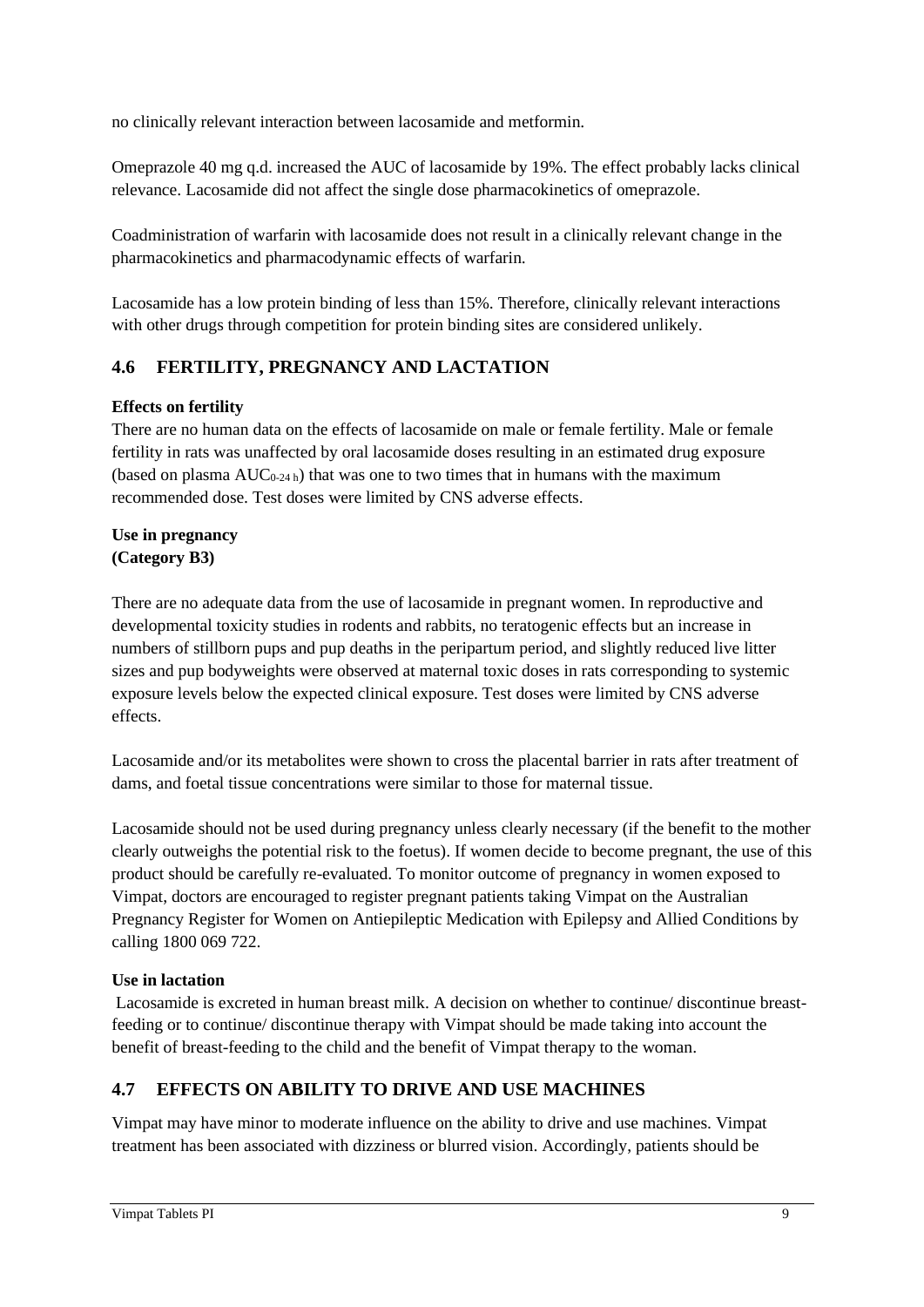no clinically relevant interaction between lacosamide and metformin.

Omeprazole 40 mg q.d. increased the AUC of lacosamide by 19%. The effect probably lacks clinical relevance. Lacosamide did not affect the single dose pharmacokinetics of omeprazole.

Coadministration of warfarin with lacosamide does not result in a clinically relevant change in the pharmacokinetics and pharmacodynamic effects of warfarin.

Lacosamide has a low protein binding of less than 15%. Therefore, clinically relevant interactions with other drugs through competition for protein binding sites are considered unlikely.

## 4.6 FERTILITY, PREGNANCY AND LACTATION

**Effects on fertility**

There are no human data on the effects of lacosamide on male or female fertility. Male or female fertility in rats was unaffected by oral lacosamide doses resulting in an estimated drug exposure (based on plasma $AUC_{0\text{-}24\,h}$) that was one to two times that in humans with the maximum recommended dose. Test doses were limited by CNS adverse effects.

**Use in pregnancy**
**(Category B3)**

There are no adequate data from the use of lacosamide in pregnant women. In reproductive and developmental toxicity studies in rodents and rabbits, no teratogenic effects but an increase in numbers of stillborn pups and pup deaths in the peripartum period, and slightly reduced live litter sizes and pup bodyweights were observed at maternal toxic doses in rats corresponding to systemic exposure levels below the expected clinical exposure. Test doses were limited by CNS adverse effects.

Lacosamide and/or its metabolites were shown to cross the placental barrier in rats after treatment of dams, and foetal tissue concentrations were similar to those for maternal tissue.

Lacosamide should not be used during pregnancy unless clearly necessary (if the benefit to the mother clearly outweighs the potential risk to the foetus). If women decide to become pregnant, the use of this product should be carefully re-evaluated. To monitor outcome of pregnancy in women exposed to Vimpat, doctors are encouraged to register pregnant patients taking Vimpat on the Australian Pregnancy Register for Women on Antiepileptic Medication with Epilepsy and Allied Conditions by calling 1800 069 722.

**Use in lactation**

Lacosamide is excreted in human breast milk. A decision on whether to continue/ discontinue breast-feeding or to continue/ discontinue therapy with Vimpat should be made taking into account the benefit of breast-feeding to the child and the benefit of Vimpat therapy to the woman.

## 4.7 EFFECTS ON ABILITY TO DRIVE AND USE MACHINES

Vimpat may have minor to moderate influence on the ability to drive and use machines. Vimpat treatment has been associated with dizziness or blurred vision. Accordingly, patients should be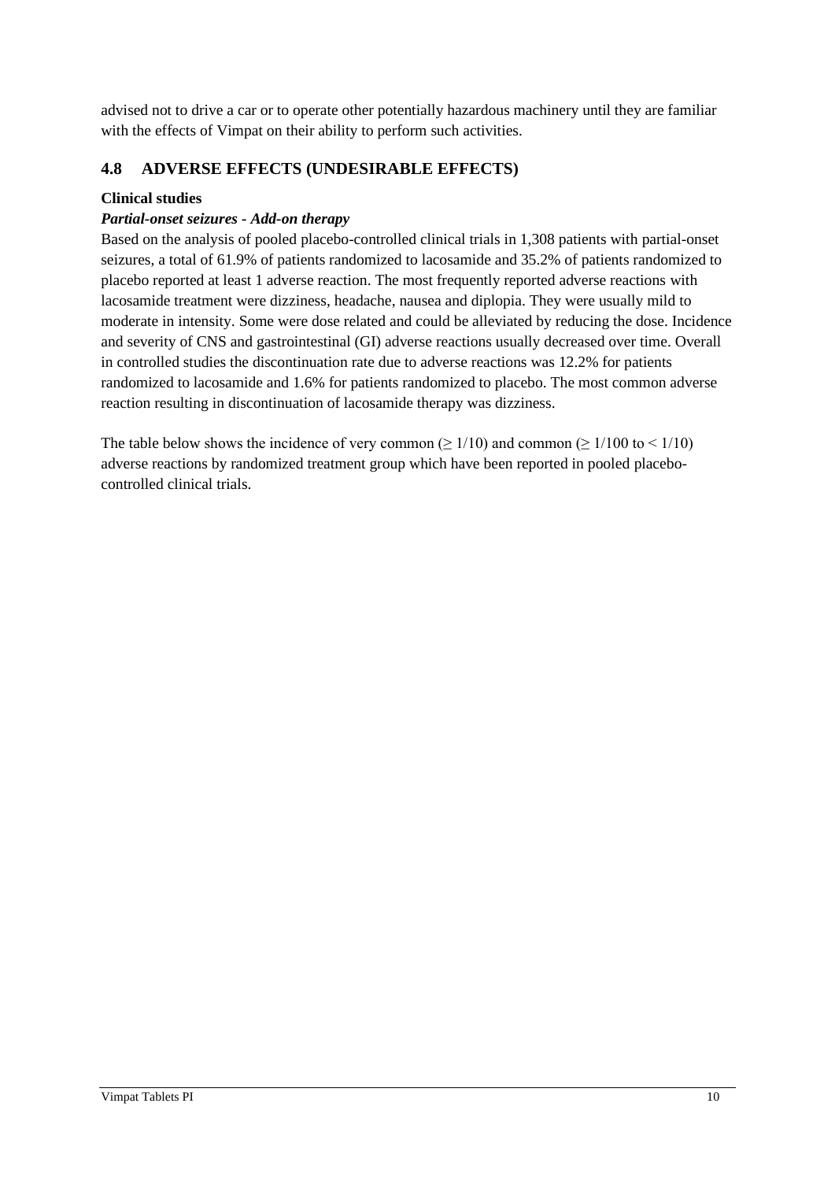advised not to drive a car or to operate other potentially hazardous machinery until they are familiar with the effects of Vimpat on their ability to perform such activities.

## 4.8 ADVERSE EFFECTS (UNDESIRABLE EFFECTS)

**Clinical studies**

***Partial-onset seizures - Add-on therapy***

Based on the analysis of pooled placebo-controlled clinical trials in 1,308 patients with partial-onset seizures, a total of 61.9% of patients randomized to lacosamide and 35.2% of patients randomized to placebo reported at least 1 adverse reaction. The most frequently reported adverse reactions with lacosamide treatment were dizziness, headache, nausea and diplopia. They were usually mild to moderate in intensity. Some were dose related and could be alleviated by reducing the dose. Incidence and severity of CNS and gastrointestinal (GI) adverse reactions usually decreased over time. Overall in controlled studies the discontinuation rate due to adverse reactions was 12.2% for patients randomized to lacosamide and 1.6% for patients randomized to placebo. The most common adverse reaction resulting in discontinuation of lacosamide therapy was dizziness.

The table below shows the incidence of very common ($\geq 1/10$) and common ($\geq 1/100$ to $< 1/10$) adverse reactions by randomized treatment group which have been reported in pooled placebo-controlled clinical trials.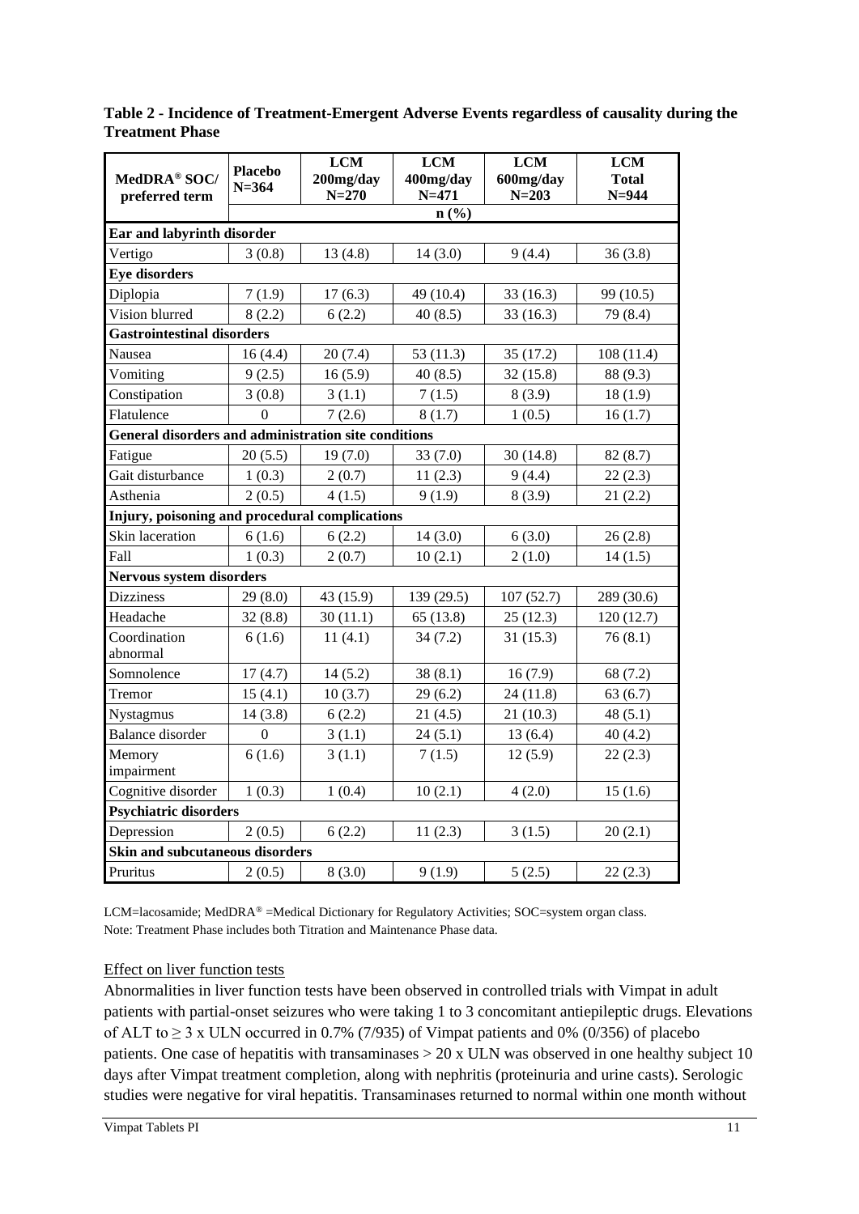**Table 2 - Incidence of Treatment-Emergent Adverse Events regardless of causality during the Treatment Phase**

| MedDRA® SOC/ preferred term | Placebo N=364 | LCM 200mg/day N=270 | LCM 400mg/day N=471 | LCM 600mg/day N=203 | LCM Total N=944 |
|---|---|---|---|---|---|
| | n (%) | | | | |
| **Ear and labyrinth disorder** | | | | | |
| Vertigo | 3 (0.8) | 13 (4.8) | 14 (3.0) | 9 (4.4) | 36 (3.8) |
| **Eye disorders** | | | | | |
| Diplopia | 7 (1.9) | 17 (6.3) | 49 (10.4) | 33 (16.3) | 99 (10.5) |
| Vision blurred | 8 (2.2) | 6 (2.2) | 40 (8.5) | 33 (16.3) | 79 (8.4) |
| **Gastrointestinal disorders** | | | | | |
| Nausea | 16 (4.4) | 20 (7.4) | 53 (11.3) | 35 (17.2) | 108 (11.4) |
| Vomiting | 9 (2.5) | 16 (5.9) | 40 (8.5) | 32 (15.8) | 88 (9.3) |
| Constipation | 3 (0.8) | 3 (1.1) | 7 (1.5) | 8 (3.9) | 18 (1.9) |
| Flatulence | 0 | 7 (2.6) | 8 (1.7) | 1 (0.5) | 16 (1.7) |
| **General disorders and administration site conditions** | | | | | |
| Fatigue | 20 (5.5) | 19 (7.0) | 33 (7.0) | 30 (14.8) | 82 (8.7) |
| Gait disturbance | 1 (0.3) | 2 (0.7) | 11 (2.3) | 9 (4.4) | 22 (2.3) |
| Asthenia | 2 (0.5) | 4 (1.5) | 9 (1.9) | 8 (3.9) | 21 (2.2) |
| **Injury, poisoning and procedural complications** | | | | | |
| Skin laceration | 6 (1.6) | 6 (2.2) | 14 (3.0) | 6 (3.0) | 26 (2.8) |
| Fall | 1 (0.3) | 2 (0.7) | 10 (2.1) | 2 (1.0) | 14 (1.5) |
| **Nervous system disorders** | | | | | |
| Dizziness | 29 (8.0) | 43 (15.9) | 139 (29.5) | 107 (52.7) | 289 (30.6) |
| Headache | 32 (8.8) | 30 (11.1) | 65 (13.8) | 25 (12.3) | 120 (12.7) |
| Coordination abnormal | 6 (1.6) | 11 (4.1) | 34 (7.2) | 31 (15.3) | 76 (8.1) |
| Somnolence | 17 (4.7) | 14 (5.2) | 38 (8.1) | 16 (7.9) | 68 (7.2) |
| Tremor | 15 (4.1) | 10 (3.7) | 29 (6.2) | 24 (11.8) | 63 (6.7) |
| Nystagmus | 14 (3.8) | 6 (2.2) | 21 (4.5) | 21 (10.3) | 48 (5.1) |
| Balance disorder | 0 | 3 (1.1) | 24 (5.1) | 13 (6.4) | 40 (4.2) |
| Memory impairment | 6 (1.6) | 3 (1.1) | 7 (1.5) | 12 (5.9) | 22 (2.3) |
| Cognitive disorder | 1 (0.3) | 1 (0.4) | 10 (2.1) | 4 (2.0) | 15 (1.6) |
| **Psychiatric disorders** | | | | | |
| Depression | 2 (0.5) | 6 (2.2) | 11 (2.3) | 3 (1.5) | 20 (2.1) |
| **Skin and subcutaneous disorders** | | | | | |
| Pruritus | 2 (0.5) | 8 (3.0) | 9 (1.9) | 5 (2.5) | 22 (2.3) |

LCM=lacosamide; MedDRA® =Medical Dictionary for Regulatory Activities; SOC=system organ class.
Note: Treatment Phase includes both Titration and Maintenance Phase data.

Effect on liver function tests

Abnormalities in liver function tests have been observed in controlled trials with Vimpat in adult patients with partial-onset seizures who were taking 1 to 3 concomitant antiepileptic drugs. Elevations of ALT to $\geq$ 3 x ULN occurred in 0.7% (7/935) of Vimpat patients and 0% (0/356) of placebo patients. One case of hepatitis with transaminases > 20 x ULN was observed in one healthy subject 10 days after Vimpat treatment completion, along with nephritis (proteinuria and urine casts). Serologic studies were negative for viral hepatitis. Transaminases returned to normal within one month without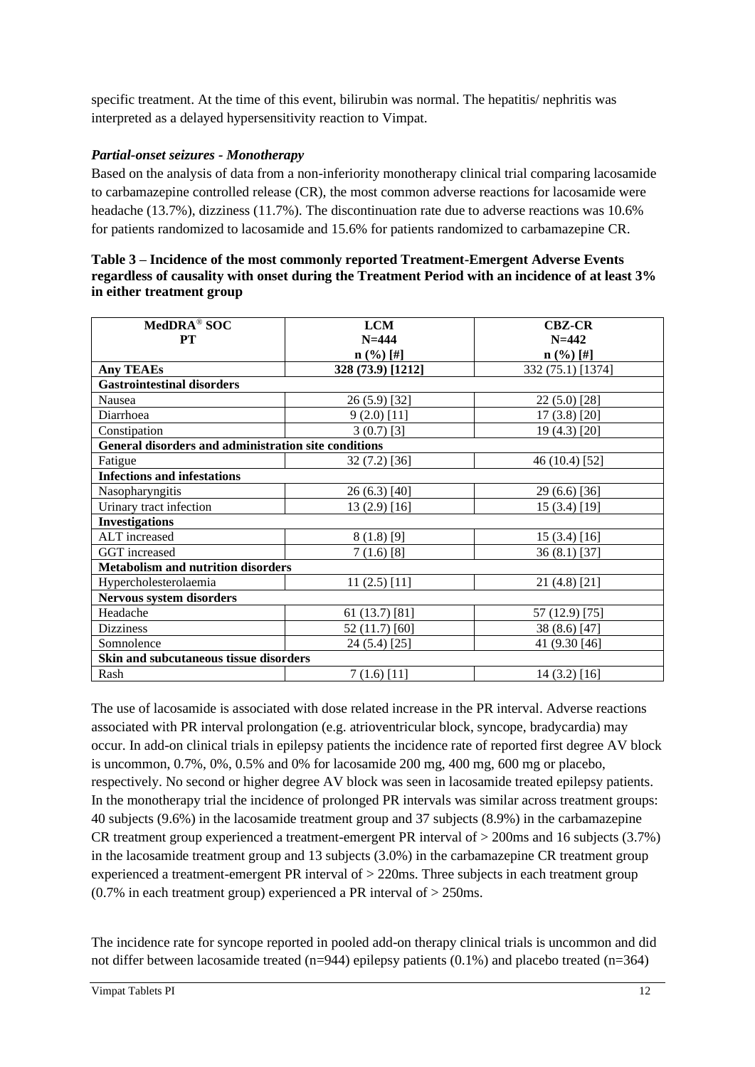specific treatment. At the time of this event, bilirubin was normal. The hepatitis/ nephritis was interpreted as a delayed hypersensitivity reaction to Vimpat.

### *Partial-onset seizures - Monotherapy*

Based on the analysis of data from a non-inferiority monotherapy clinical trial comparing lacosamide to carbamazepine controlled release (CR), the most common adverse reactions for lacosamide were headache (13.7%), dizziness (11.7%). The discontinuation rate due to adverse reactions was 10.6% for patients randomized to lacosamide and 15.6% for patients randomized to carbamazepine CR.

**Table 3 – Incidence of the most commonly reported Treatment-Emergent Adverse Events regardless of causality with onset during the Treatment Period with an incidence of at least 3% in either treatment group**

| MedDRA® SOC<br>PT | LCM<br>N=444<br>n (%) [#] | CBZ-CR<br>N=442<br>n (%) [#] |
|---|---|---|
| **Any TEAEs** | 328 (73.9) [1212] | 332 (75.1) [1374] |
| **Gastrointestinal disorders** | | |
| Nausea | 26 (5.9) [32] | 22 (5.0) [28] |
| Diarrhoea | 9 (2.0) [11] | 17 (3.8) [20] |
| Constipation | 3 (0.7) [3] | 19 (4.3) [20] |
| **General disorders and administration site conditions** | | |
| Fatigue | 32 (7.2) [36] | 46 (10.4) [52] |
| **Infections and infestations** | | |
| Nasopharyngitis | 26 (6.3) [40] | 29 (6.6) [36] |
| Urinary tract infection | 13 (2.9) [16] | 15 (3.4) [19] |
| **Investigations** | | |
| ALT increased | 8 (1.8) [9] | 15 (3.4) [16] |
| GGT increased | 7 (1.6) [8] | 36 (8.1) [37] |
| **Metabolism and nutrition disorders** | | |
| Hypercholesterolaemia | 11 (2.5) [11] | 21 (4.8) [21] |
| **Nervous system disorders** | | |
| Headache | 61 (13.7) [81] | 57 (12.9) [75] |
| Dizziness | 52 (11.7) [60] | 38 (8.6) [47] |
| Somnolence | 24 (5.4) [25] | 41 (9.30 [46] |
| **Skin and subcutaneous tissue disorders** | | |
| Rash | 7 (1.6) [11] | 14 (3.2) [16] |

The use of lacosamide is associated with dose related increase in the PR interval. Adverse reactions associated with PR interval prolongation (e.g. atrioventricular block, syncope, bradycardia) may occur. In add-on clinical trials in epilepsy patients the incidence rate of reported first degree AV block is uncommon, 0.7%, 0%, 0.5% and 0% for lacosamide 200 mg, 400 mg, 600 mg or placebo, respectively. No second or higher degree AV block was seen in lacosamide treated epilepsy patients. In the monotherapy trial the incidence of prolonged PR intervals was similar across treatment groups: 40 subjects (9.6%) in the lacosamide treatment group and 37 subjects (8.9%) in the carbamazepine CR treatment group experienced a treatment-emergent PR interval of > 200ms and 16 subjects (3.7%) in the lacosamide treatment group and 13 subjects (3.0%) in the carbamazepine CR treatment group experienced a treatment-emergent PR interval of > 220ms. Three subjects in each treatment group (0.7% in each treatment group) experienced a PR interval of > 250ms.

The incidence rate for syncope reported in pooled add-on therapy clinical trials is uncommon and did not differ between lacosamide treated (n=944) epilepsy patients (0.1%) and placebo treated (n=364)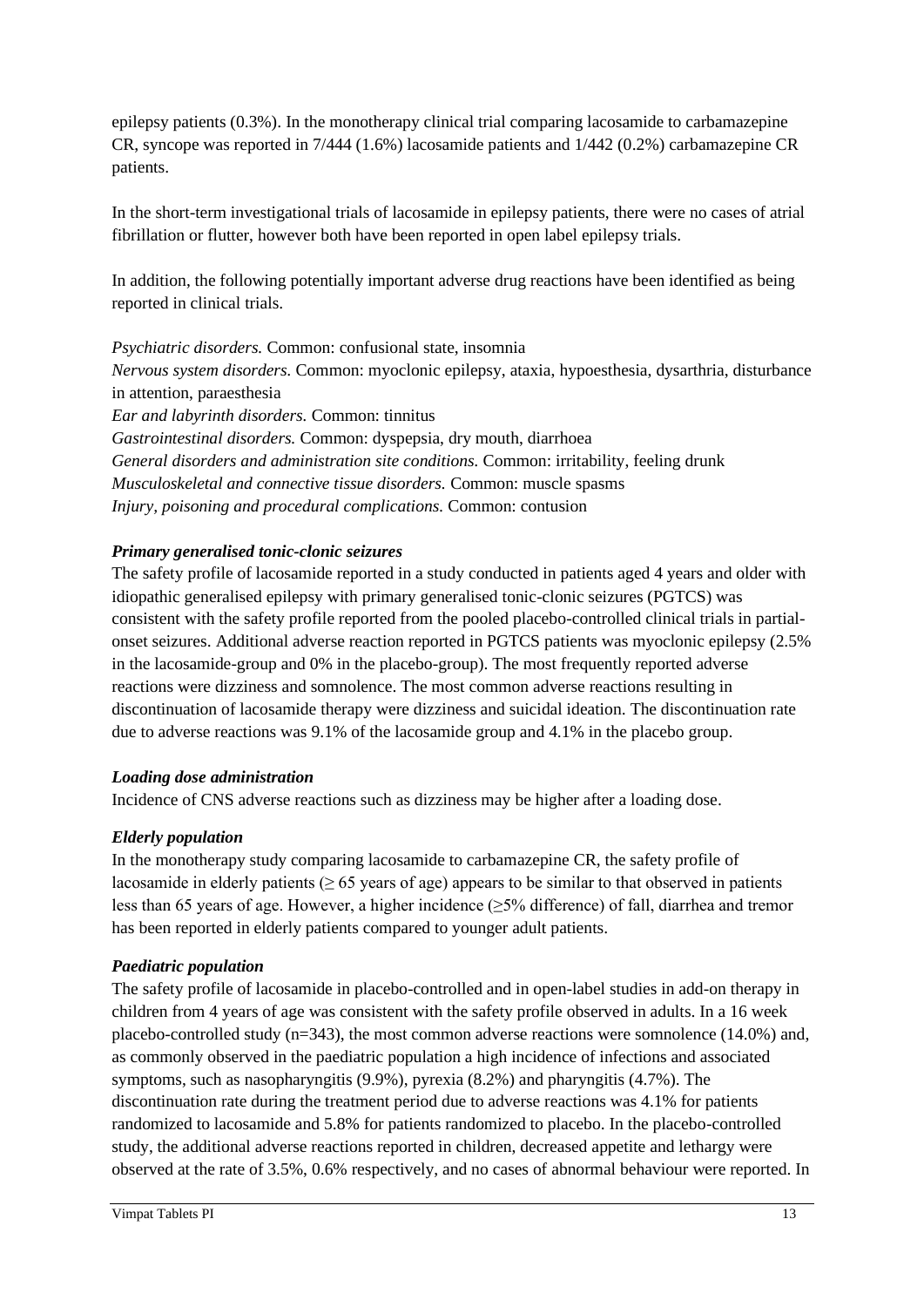epilepsy patients (0.3%). In the monotherapy clinical trial comparing lacosamide to carbamazepine CR, syncope was reported in 7/444 (1.6%) lacosamide patients and 1/442 (0.2%) carbamazepine CR patients.

In the short-term investigational trials of lacosamide in epilepsy patients, there were no cases of atrial fibrillation or flutter, however both have been reported in open label epilepsy trials.

In addition, the following potentially important adverse drug reactions have been identified as being reported in clinical trials.

*Psychiatric disorders.* Common: confusional state, insomnia
*Nervous system disorders.* Common: myoclonic epilepsy, ataxia, hypoesthesia, dysarthria, disturbance in attention, paraesthesia
*Ear and labyrinth disorders.* Common: tinnitus
*Gastrointestinal disorders.* Common: dyspepsia, dry mouth, diarrhoea
*General disorders and administration site conditions.* Common: irritability, feeling drunk
*Musculoskeletal and connective tissue disorders.* Common: muscle spasms
*Injury, poisoning and procedural complications.* Common: contusion

***Primary generalised tonic-clonic seizures***

The safety profile of lacosamide reported in a study conducted in patients aged 4 years and older with idiopathic generalised epilepsy with primary generalised tonic-clonic seizures (PGTCS) was consistent with the safety profile reported from the pooled placebo-controlled clinical trials in partial-onset seizures. Additional adverse reaction reported in PGTCS patients was myoclonic epilepsy (2.5% in the lacosamide-group and 0% in the placebo-group). The most frequently reported adverse reactions were dizziness and somnolence. The most common adverse reactions resulting in discontinuation of lacosamide therapy were dizziness and suicidal ideation. The discontinuation rate due to adverse reactions was 9.1% of the lacosamide group and 4.1% in the placebo group.

***Loading dose administration***

Incidence of CNS adverse reactions such as dizziness may be higher after a loading dose.

***Elderly population***

In the monotherapy study comparing lacosamide to carbamazepine CR, the safety profile of lacosamide in elderly patients (≥ 65 years of age) appears to be similar to that observed in patients less than 65 years of age. However, a higher incidence (≥5% difference) of fall, diarrhea and tremor has been reported in elderly patients compared to younger adult patients.

***Paediatric population***

The safety profile of lacosamide in placebo-controlled and in open-label studies in add-on therapy in children from 4 years of age was consistent with the safety profile observed in adults. In a 16 week placebo-controlled study (n=343), the most common adverse reactions were somnolence (14.0%) and, as commonly observed in the paediatric population a high incidence of infections and associated symptoms, such as nasopharyngitis (9.9%), pyrexia (8.2%) and pharyngitis (4.7%). The discontinuation rate during the treatment period due to adverse reactions was 4.1% for patients randomized to lacosamide and 5.8% for patients randomized to placebo. In the placebo-controlled study, the additional adverse reactions reported in children, decreased appetite and lethargy were observed at the rate of 3.5%, 0.6% respectively, and no cases of abnormal behaviour were reported. In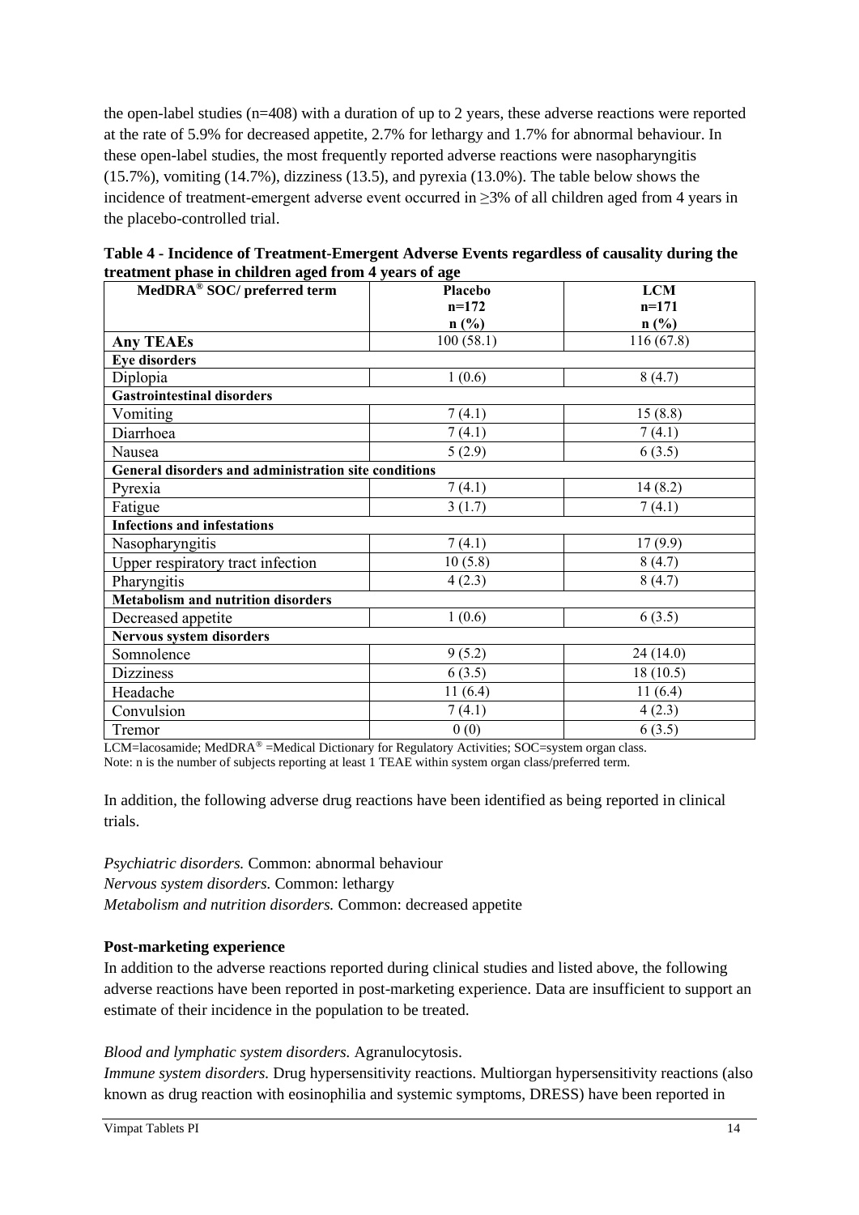the open-label studies (n=408) with a duration of up to 2 years, these adverse reactions were reported at the rate of 5.9% for decreased appetite, 2.7% for lethargy and 1.7% for abnormal behaviour. In these open-label studies, the most frequently reported adverse reactions were nasopharyngitis (15.7%), vomiting (14.7%), dizziness (13.5), and pyrexia (13.0%). The table below shows the incidence of treatment-emergent adverse event occurred in ≥3% of all children aged from 4 years in the placebo-controlled trial.

**Table 4 - Incidence of Treatment-Emergent Adverse Events regardless of causality during the treatment phase in children aged from 4 years of age**

| MedDRA® SOC/ preferred term | Placebo n=172 n (%) | LCM n=171 n (%) |
|---|---|---|
| **Any TEAEs** | 100 (58.1) | 116 (67.8) |
| **Eye disorders** | | |
| Diplopia | 1 (0.6) | 8 (4.7) |
| **Gastrointestinal disorders** | | |
| Vomiting | 7 (4.1) | 15 (8.8) |
| Diarrhoea | 7 (4.1) | 7 (4.1) |
| Nausea | 5 (2.9) | 6 (3.5) |
| **General disorders and administration site conditions** | | |
| Pyrexia | 7 (4.1) | 14 (8.2) |
| Fatigue | 3 (1.7) | 7 (4.1) |
| **Infections and infestations** | | |
| Nasopharyngitis | 7 (4.1) | 17 (9.9) |
| Upper respiratory tract infection | 10 (5.8) | 8 (4.7) |
| Pharyngitis | 4 (2.3) | 8 (4.7) |
| **Metabolism and nutrition disorders** | | |
| Decreased appetite | 1 (0.6) | 6 (3.5) |
| **Nervous system disorders** | | |
| Somnolence | 9 (5.2) | 24 (14.0) |
| Dizziness | 6 (3.5) | 18 (10.5) |
| Headache | 11 (6.4) | 11 (6.4) |
| Convulsion | 7 (4.1) | 4 (2.3) |
| Tremor | 0 (0) | 6 (3.5) |

LCM=lacosamide; MedDRA® =Medical Dictionary for Regulatory Activities; SOC=system organ class.
Note: n is the number of subjects reporting at least 1 TEAE within system organ class/preferred term.

In addition, the following adverse drug reactions have been identified as being reported in clinical trials.

*Psychiatric disorders.* Common: abnormal behaviour
*Nervous system disorders.* Common: lethargy
*Metabolism and nutrition disorders.* Common: decreased appetite

**Post-marketing experience**

In addition to the adverse reactions reported during clinical studies and listed above, the following adverse reactions have been reported in post-marketing experience. Data are insufficient to support an estimate of their incidence in the population to be treated.

*Blood and lymphatic system disorders.* Agranulocytosis.
*Immune system disorders.* Drug hypersensitivity reactions. Multiorgan hypersensitivity reactions (also known as drug reaction with eosinophilia and systemic symptoms, DRESS) have been reported in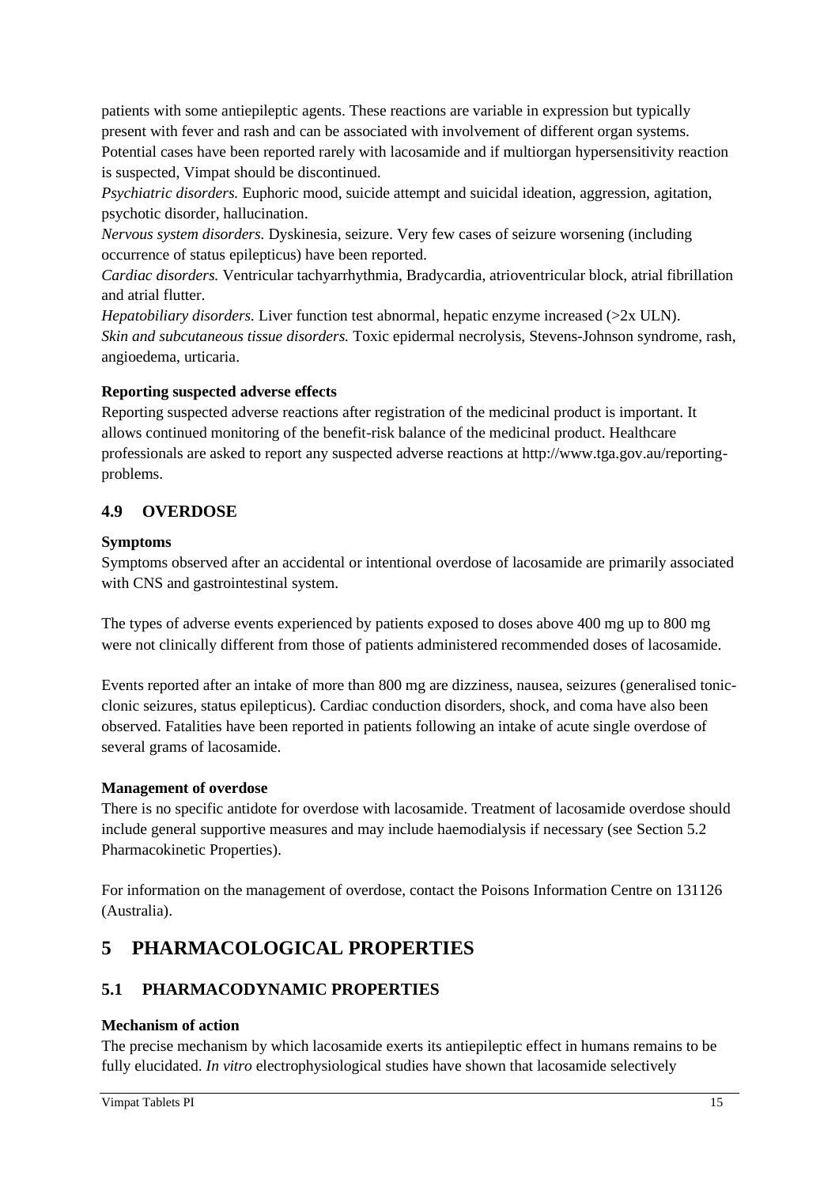patients with some antiepileptic agents. These reactions are variable in expression but typically present with fever and rash and can be associated with involvement of different organ systems. Potential cases have been reported rarely with lacosamide and if multiorgan hypersensitivity reaction is suspected, Vimpat should be discontinued.

*Psychiatric disorders.* Euphoric mood, suicide attempt and suicidal ideation, aggression, agitation, psychotic disorder, hallucination.

*Nervous system disorders.* Dyskinesia, seizure. Very few cases of seizure worsening (including occurrence of status epilepticus) have been reported.

*Cardiac disorders.* Ventricular tachyarrhythmia, Bradycardia, atrioventricular block, atrial fibrillation and atrial flutter.

*Hepatobiliary disorders.* Liver function test abnormal, hepatic enzyme increased (>2x ULN).

*Skin and subcutaneous tissue disorders.* Toxic epidermal necrolysis, Stevens-Johnson syndrome, rash, angioedema, urticaria.

**Reporting suspected adverse effects**

Reporting suspected adverse reactions after registration of the medicinal product is important. It allows continued monitoring of the benefit-risk balance of the medicinal product. Healthcare professionals are asked to report any suspected adverse reactions at http://www.tga.gov.au/reporting-problems.

## 4.9 OVERDOSE

**Symptoms**

Symptoms observed after an accidental or intentional overdose of lacosamide are primarily associated with CNS and gastrointestinal system.

The types of adverse events experienced by patients exposed to doses above 400 mg up to 800 mg were not clinically different from those of patients administered recommended doses of lacosamide.

Events reported after an intake of more than 800 mg are dizziness, nausea, seizures (generalised tonic-clonic seizures, status epilepticus). Cardiac conduction disorders, shock, and coma have also been observed. Fatalities have been reported in patients following an intake of acute single overdose of several grams of lacosamide.

**Management of overdose**

There is no specific antidote for overdose with lacosamide. Treatment of lacosamide overdose should include general supportive measures and may include haemodialysis if necessary (see Section 5.2 Pharmacokinetic Properties).

For information on the management of overdose, contact the Poisons Information Centre on 131126 (Australia).

# 5 PHARMACOLOGICAL PROPERTIES

## 5.1 PHARMACODYNAMIC PROPERTIES

**Mechanism of action**

The precise mechanism by which lacosamide exerts its antiepileptic effect in humans remains to be fully elucidated. *In vitro* electrophysiological studies have shown that lacosamide selectively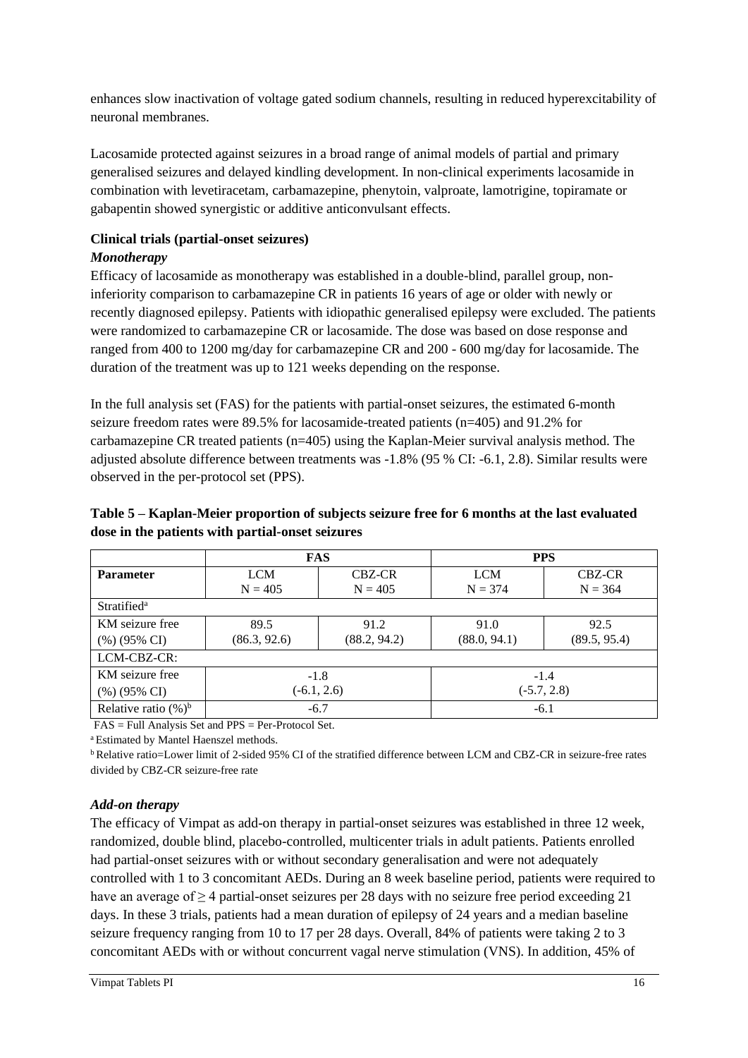enhances slow inactivation of voltage gated sodium channels, resulting in reduced hyperexcitability of neuronal membranes.

Lacosamide protected against seizures in a broad range of animal models of partial and primary generalised seizures and delayed kindling development. In non-clinical experiments lacosamide in combination with levetiracetam, carbamazepine, phenytoin, valproate, lamotrigine, topiramate or gabapentin showed synergistic or additive anticonvulsant effects.

**Clinical trials (partial-onset seizures)**

***Monotherapy***

Efficacy of lacosamide as monotherapy was established in a double-blind, parallel group, non-inferiority comparison to carbamazepine CR in patients 16 years of age or older with newly or recently diagnosed epilepsy. Patients with idiopathic generalised epilepsy were excluded. The patients were randomized to carbamazepine CR or lacosamide. The dose was based on dose response and ranged from 400 to 1200 mg/day for carbamazepine CR and 200 - 600 mg/day for lacosamide. The duration of the treatment was up to 121 weeks depending on the response.

In the full analysis set (FAS) for the patients with partial-onset seizures, the estimated 6-month seizure freedom rates were 89.5% for lacosamide-treated patients (n=405) and 91.2% for carbamazepine CR treated patients (n=405) using the Kaplan-Meier survival analysis method. The adjusted absolute difference between treatments was -1.8% (95 % CI: -6.1, 2.8). Similar results were observed in the per-protocol set (PPS).

**Table 5 – Kaplan-Meier proportion of subjects seizure free for 6 months at the last evaluated dose in the patients with partial-onset seizures**

| | FAS | | PPS | |
|---|---|---|---|---|
| **Parameter** | LCM<br>N = 405 | CBZ-CR<br>N = 405 | LCM<br>N = 374 | CBZ-CR<br>N = 364 |
| Stratified[a] | | | | |
| KM seizure free (%) (95% CI) | 89.5<br>(86.3, 92.6) | 91.2<br>(88.2, 94.2) | 91.0<br>(88.0, 94.1) | 92.5<br>(89.5, 95.4) |
| LCM-CBZ-CR: | | | | |
| KM seizure free (%) (95% CI) | -1.8<br>(-6.1, 2.6) | | -1.4<br>(-5.7, 2.8) | |
| Relative ratio (%)[b] | -6.7 | | -6.1 | |

FAS = Full Analysis Set and PPS = Per-Protocol Set.

[a] Estimated by Mantel Haenszel methods.

[b] Relative ratio=Lower limit of 2-sided 95% CI of the stratified difference between LCM and CBZ-CR in seizure-free rates divided by CBZ-CR seizure-free rate

***Add-on therapy***

The efficacy of Vimpat as add-on therapy in partial-onset seizures was established in three 12 week, randomized, double blind, placebo-controlled, multicenter trials in adult patients. Patients enrolled had partial-onset seizures with or without secondary generalisation and were not adequately controlled with 1 to 3 concomitant AEDs. During an 8 week baseline period, patients were required to have an average of ≥ 4 partial-onset seizures per 28 days with no seizure free period exceeding 21 days. In these 3 trials, patients had a mean duration of epilepsy of 24 years and a median baseline seizure frequency ranging from 10 to 17 per 28 days. Overall, 84% of patients were taking 2 to 3 concomitant AEDs with or without concurrent vagal nerve stimulation (VNS). In addition, 45% of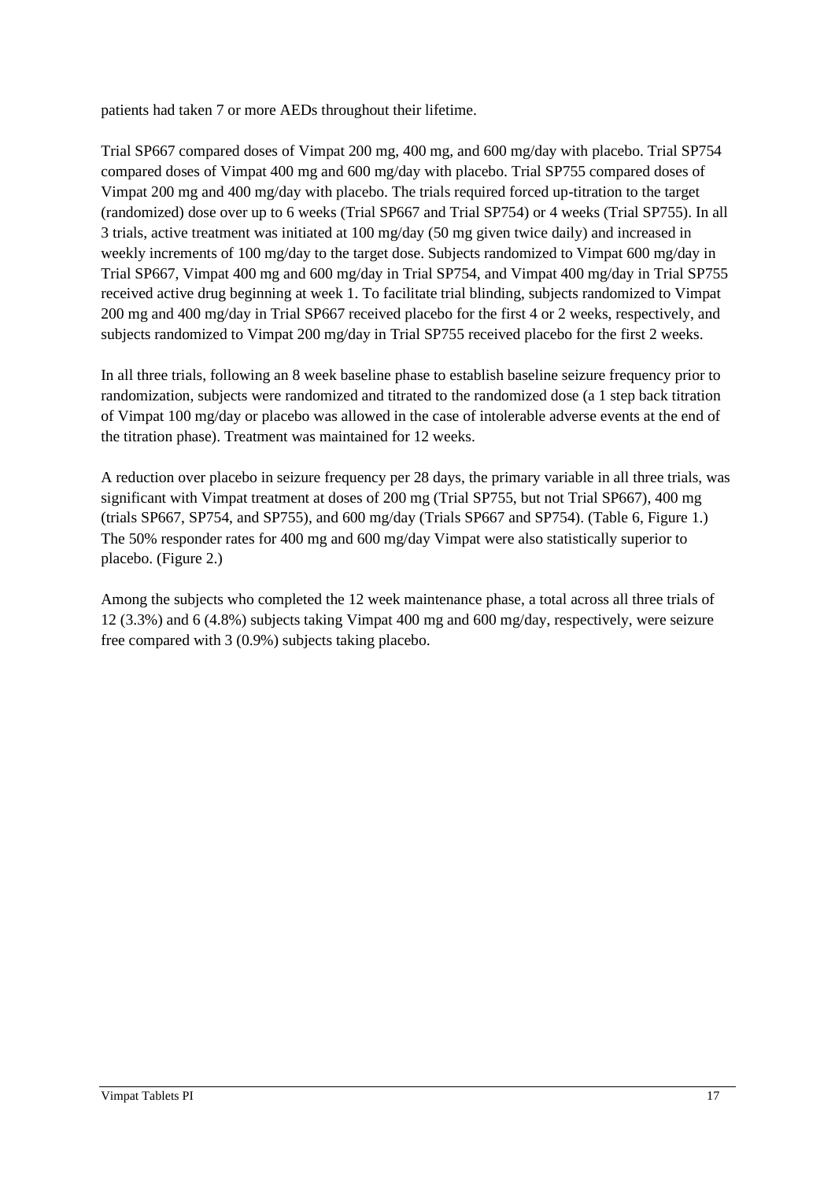patients had taken 7 or more AEDs throughout their lifetime.

Trial SP667 compared doses of Vimpat 200 mg, 400 mg, and 600 mg/day with placebo. Trial SP754 compared doses of Vimpat 400 mg and 600 mg/day with placebo. Trial SP755 compared doses of Vimpat 200 mg and 400 mg/day with placebo. The trials required forced up-titration to the target (randomized) dose over up to 6 weeks (Trial SP667 and Trial SP754) or 4 weeks (Trial SP755). In all 3 trials, active treatment was initiated at 100 mg/day (50 mg given twice daily) and increased in weekly increments of 100 mg/day to the target dose. Subjects randomized to Vimpat 600 mg/day in Trial SP667, Vimpat 400 mg and 600 mg/day in Trial SP754, and Vimpat 400 mg/day in Trial SP755 received active drug beginning at week 1. To facilitate trial blinding, subjects randomized to Vimpat 200 mg and 400 mg/day in Trial SP667 received placebo for the first 4 or 2 weeks, respectively, and subjects randomized to Vimpat 200 mg/day in Trial SP755 received placebo for the first 2 weeks.

In all three trials, following an 8 week baseline phase to establish baseline seizure frequency prior to randomization, subjects were randomized and titrated to the randomized dose (a 1 step back titration of Vimpat 100 mg/day or placebo was allowed in the case of intolerable adverse events at the end of the titration phase). Treatment was maintained for 12 weeks.

A reduction over placebo in seizure frequency per 28 days, the primary variable in all three trials, was significant with Vimpat treatment at doses of 200 mg (Trial SP755, but not Trial SP667), 400 mg (trials SP667, SP754, and SP755), and 600 mg/day (Trials SP667 and SP754). (Table 6, Figure 1.) The 50% responder rates for 400 mg and 600 mg/day Vimpat were also statistically superior to placebo. (Figure 2.)

Among the subjects who completed the 12 week maintenance phase, a total across all three trials of 12 (3.3%) and 6 (4.8%) subjects taking Vimpat 400 mg and 600 mg/day, respectively, were seizure free compared with 3 (0.9%) subjects taking placebo.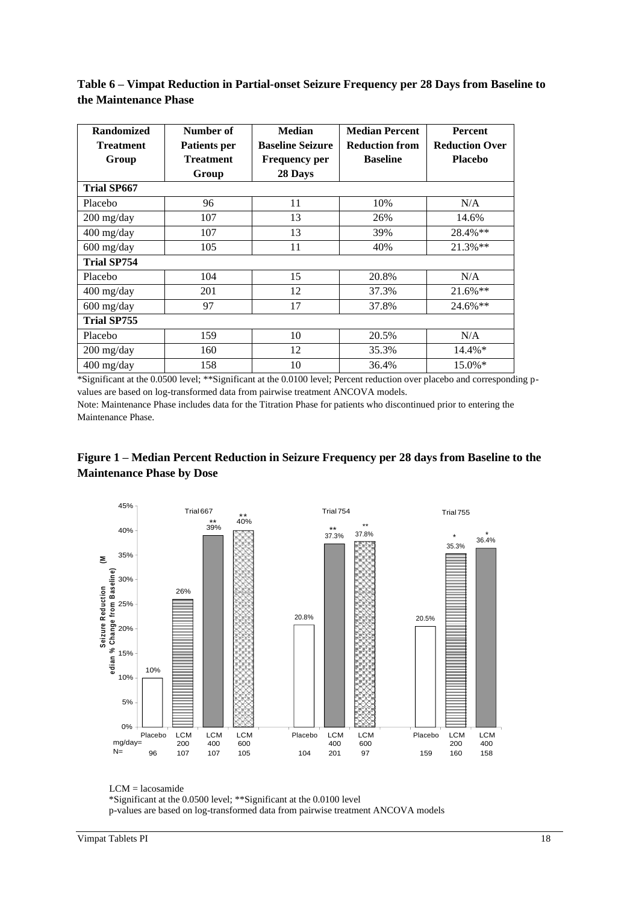**Table 6 – Vimpat Reduction in Partial-onset Seizure Frequency per 28 Days from Baseline to the Maintenance Phase**

| Randomized Treatment Group | Number of Patients per Treatment Group | Median Baseline Seizure Frequency per 28 Days | Median Percent Reduction from Baseline | Percent Reduction Over Placebo |
|---|---|---|---|---|
| **Trial SP667** | | | | |
| Placebo | 96 | 11 | 10% | N/A |
| 200 mg/day | 107 | 13 | 26% | 14.6% |
| 400 mg/day | 107 | 13 | 39% | 28.4%** |
| 600 mg/day | 105 | 11 | 40% | 21.3%** |
| **Trial SP754** | | | | |
| Placebo | 104 | 15 | 20.8% | N/A |
| 400 mg/day | 201 | 12 | 37.3% | 21.6%** |
| 600 mg/day | 97 | 17 | 37.8% | 24.6%** |
| **Trial SP755** | | | | |
| Placebo | 159 | 10 | 20.5% | N/A |
| 200 mg/day | 160 | 12 | 35.3% | 14.4%* |
| 400 mg/day | 158 | 10 | 36.4% | 15.0%* |

*Significant at the 0.0500 level; **Significant at the 0.0100 level; Percent reduction over placebo and corresponding p-values are based on log-transformed data from pairwise treatment ANCOVA models.

Note: Maintenance Phase includes data for the Titration Phase for patients who discontinued prior to entering the Maintenance Phase.

**Figure 1 – Median Percent Reduction in Seizure Frequency per 28 days from Baseline to the Maintenance Phase by Dose**

| | Trial 667 | | | | Trial 754 | | | Trial 755 | | |
|---|---|---|---|---|---|---|---|---|---|---|
| | Placebo | LCM | LCM | LCM | Placebo | LCM | LCM | Placebo | LCM | LCM |
| mg/day= | | 200 | 400 | 600 | | 400 | 600 | | 200 | 400 |
| N= | 96 | 107 | 107 | 105 | 104 | 201 | 97 | 159 | 160 | 158 |
| Seizure Reduction (Median % Change from Baseline) | 10% | 26% | 39%** | 40%** | 20.8% | 37.3%** | 37.8%** | 20.5% | 35.3%* | 36.4%* |

LCM = lacosamide

*Significant at the 0.0500 level; **Significant at the 0.0100 level

p-values are based on log-transformed data from pairwise treatment ANCOVA models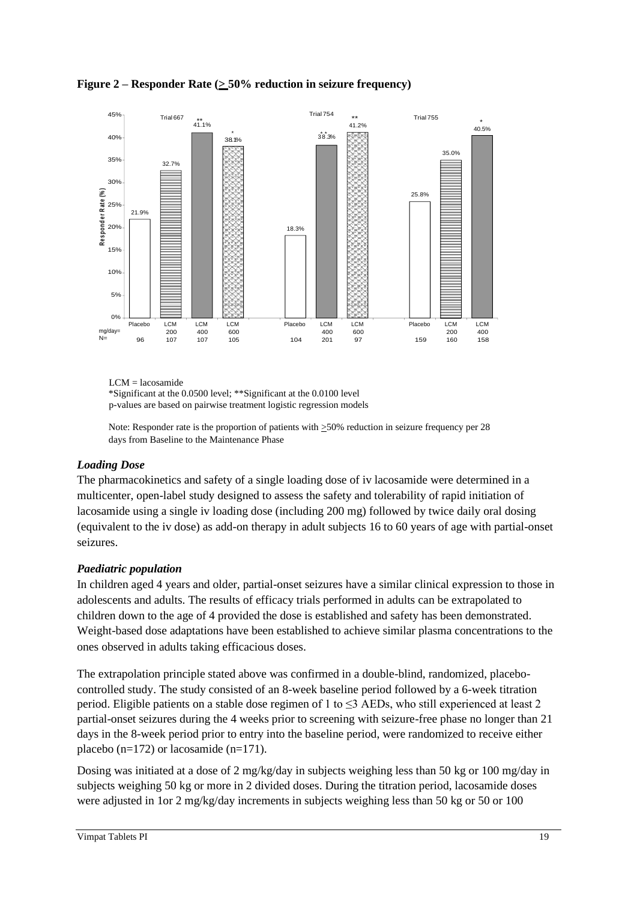**Figure 2 – Responder Rate (≥ 50% reduction in seizure frequency)**

| | Trial 667 | | | | Trial 754 | | | Trial 755 | | |
|---|---|---|---|---|---|---|---|---|---|---|
| | Placebo | LCM | LCM | LCM | Placebo | LCM | LCM | Placebo | LCM | LCM |
| mg/day= | | 200 | 400 | 600 | | 400 | 600 | | 200 | 400 |
| N= | 96 | 107 | 107 | 105 | 104 | 201 | 97 | 159 | 160 | 158 |
| Responder Rate (%) | 21.9% | 32.7% | 41.1%** | 38.1%* | 18.3% | 38.3%** | 41.2%** | 25.8% | 35.0% | 40.5%* |

LCM = lacosamide
*Significant at the 0.0500 level; **Significant at the 0.0100 level
p-values are based on pairwise treatment logistic regression models

Note: Responder rate is the proportion of patients with ≥50% reduction in seizure frequency per 28 days from Baseline to the Maintenance Phase

### *Loading Dose*

The pharmacokinetics and safety of a single loading dose of iv lacosamide were determined in a multicenter, open-label study designed to assess the safety and tolerability of rapid initiation of lacosamide using a single iv loading dose (including 200 mg) followed by twice daily oral dosing (equivalent to the iv dose) as add-on therapy in adult subjects 16 to 60 years of age with partial-onset seizures.

### *Paediatric population*

In children aged 4 years and older, partial-onset seizures have a similar clinical expression to those in adolescents and adults. The results of efficacy trials performed in adults can be extrapolated to children down to the age of 4 provided the dose is established and safety has been demonstrated. Weight-based dose adaptations have been established to achieve similar plasma concentrations to the ones observed in adults taking efficacious doses.

The extrapolation principle stated above was confirmed in a double-blind, randomized, placebo-controlled study. The study consisted of an 8-week baseline period followed by a 6-week titration period. Eligible patients on a stable dose regimen of 1 to ≤3 AEDs, who still experienced at least 2 partial-onset seizures during the 4 weeks prior to screening with seizure-free phase no longer than 21 days in the 8-week period prior to entry into the baseline period, were randomized to receive either placebo (n=172) or lacosamide (n=171).

Dosing was initiated at a dose of 2 mg/kg/day in subjects weighing less than 50 kg or 100 mg/day in subjects weighing 50 kg or more in 2 divided doses. During the titration period, lacosamide doses were adjusted in 1or 2 mg/kg/day increments in subjects weighing less than 50 kg or 50 or 100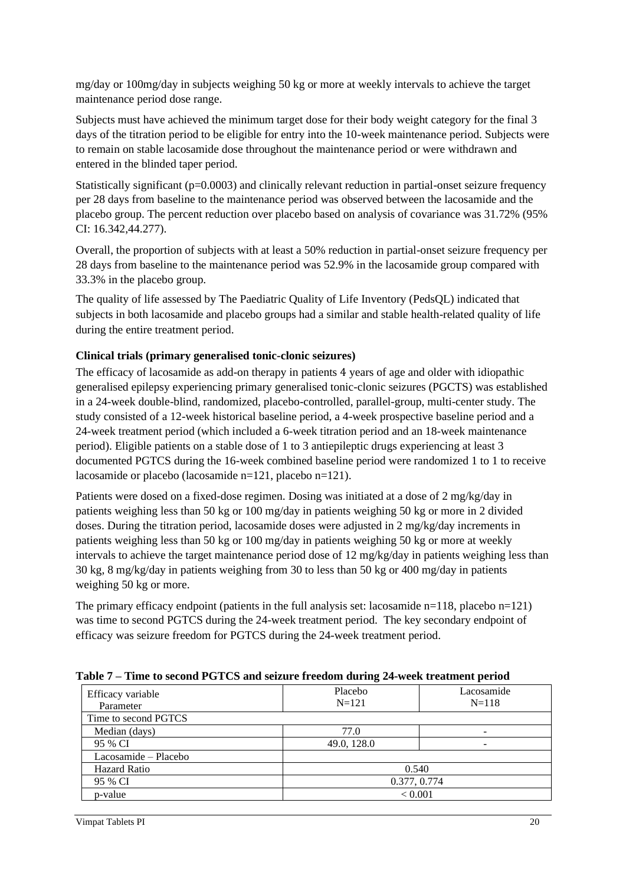mg/day or 100mg/day in subjects weighing 50 kg or more at weekly intervals to achieve the target maintenance period dose range.

Subjects must have achieved the minimum target dose for their body weight category for the final 3 days of the titration period to be eligible for entry into the 10-week maintenance period. Subjects were to remain on stable lacosamide dose throughout the maintenance period or were withdrawn and entered in the blinded taper period.

Statistically significant (p=0.0003) and clinically relevant reduction in partial-onset seizure frequency per 28 days from baseline to the maintenance period was observed between the lacosamide and the placebo group. The percent reduction over placebo based on analysis of covariance was 31.72% (95% CI: 16.342,44.277).

Overall, the proportion of subjects with at least a 50% reduction in partial-onset seizure frequency per 28 days from baseline to the maintenance period was 52.9% in the lacosamide group compared with 33.3% in the placebo group.

The quality of life assessed by The Paediatric Quality of Life Inventory (PedsQL) indicated that subjects in both lacosamide and placebo groups had a similar and stable health-related quality of life during the entire treatment period.

**Clinical trials (primary generalised tonic-clonic seizures)**

The efficacy of lacosamide as add-on therapy in patients 4 years of age and older with idiopathic generalised epilepsy experiencing primary generalised tonic-clonic seizures (PGCTS) was established in a 24-week double-blind, randomized, placebo-controlled, parallel-group, multi-center study. The study consisted of a 12-week historical baseline period, a 4-week prospective baseline period and a 24-week treatment period (which included a 6-week titration period and an 18-week maintenance period). Eligible patients on a stable dose of 1 to 3 antiepileptic drugs experiencing at least 3 documented PGTCS during the 16-week combined baseline period were randomized 1 to 1 to receive lacosamide or placebo (lacosamide n=121, placebo n=121).

Patients were dosed on a fixed-dose regimen. Dosing was initiated at a dose of 2 mg/kg/day in patients weighing less than 50 kg or 100 mg/day in patients weighing 50 kg or more in 2 divided doses. During the titration period, lacosamide doses were adjusted in 2 mg/kg/day increments in patients weighing less than 50 kg or 100 mg/day in patients weighing 50 kg or more at weekly intervals to achieve the target maintenance period dose of 12 mg/kg/day in patients weighing less than 30 kg, 8 mg/kg/day in patients weighing from 30 to less than 50 kg or 400 mg/day in patients weighing 50 kg or more.

The primary efficacy endpoint (patients in the full analysis set: lacosamide n=118, placebo n=121) was time to second PGTCS during the 24-week treatment period. The key secondary endpoint of efficacy was seizure freedom for PGTCS during the 24-week treatment period.

**Table 7 – Time to second PGTCS and seizure freedom during 24-week treatment period**

| Efficacy variable<br>Parameter | Placebo<br>N=121 | Lacosamide<br>N=118 |
|---|---|---|
| Time to second PGTCS | | |
| Median (days) | 77.0 | - |
| 95 % CI | 49.0, 128.0 | - |
| Lacosamide – Placebo | | |
| Hazard Ratio | 0.540 | |
| 95 % CI | 0.377, 0.774 | |
| p-value | < 0.001 | |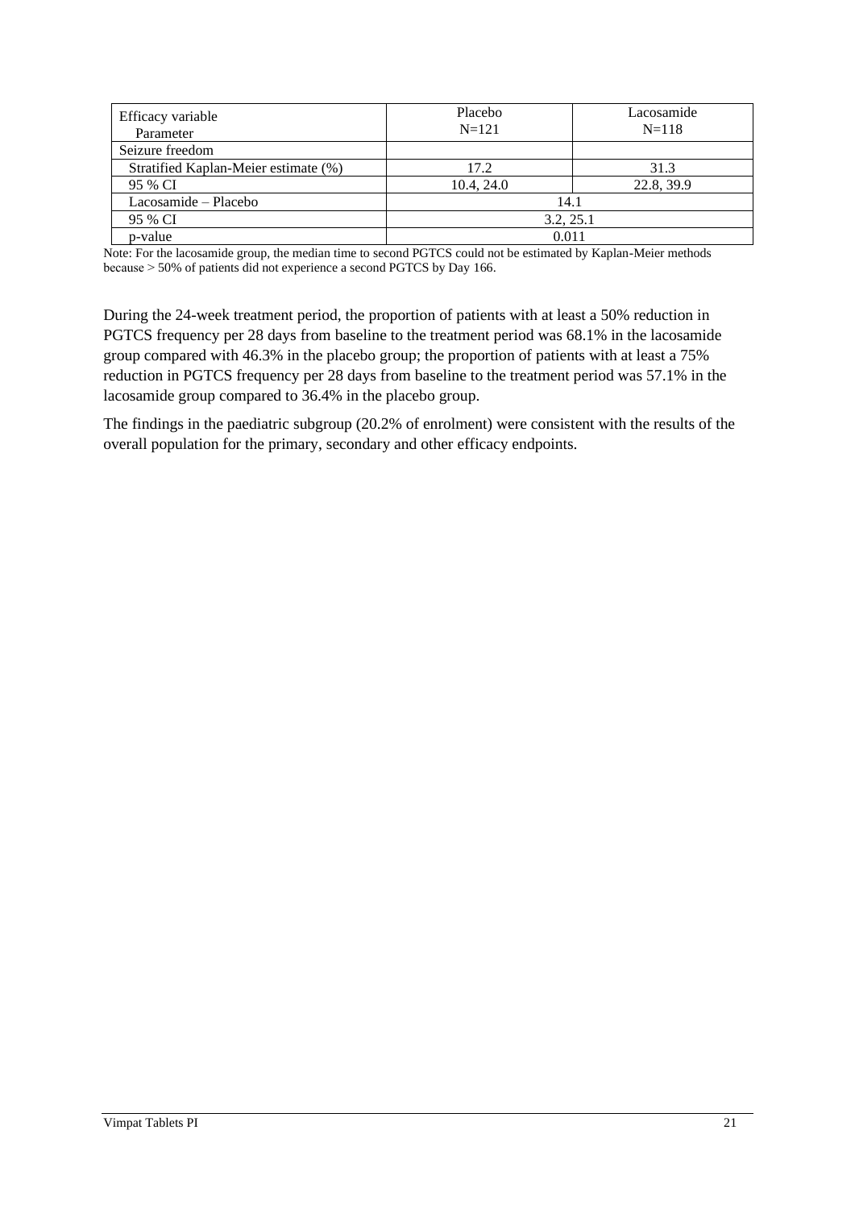| Efficacy variable<br>Parameter | Placebo<br>N=121 | Lacosamide<br>N=118 |
|---|---|---|
| Seizure freedom | | |
| Stratified Kaplan-Meier estimate (%) | 17.2 | 31.3 |
| 95 % CI | 10.4, 24.0 | 22.8, 39.9 |
| Lacosamide – Placebo | 14.1 | |
| 95 % CI | 3.2, 25.1 | |
| p-value | 0.011 | |

Note: For the lacosamide group, the median time to second PGTCS could not be estimated by Kaplan-Meier methods because > 50% of patients did not experience a second PGTCS by Day 166.

During the 24-week treatment period, the proportion of patients with at least a 50% reduction in PGTCS frequency per 28 days from baseline to the treatment period was 68.1% in the lacosamide group compared with 46.3% in the placebo group; the proportion of patients with at least a 75% reduction in PGTCS frequency per 28 days from baseline to the treatment period was 57.1% in the lacosamide group compared to 36.4% in the placebo group.

The findings in the paediatric subgroup (20.2% of enrolment) were consistent with the results of the overall population for the primary, secondary and other efficacy endpoints.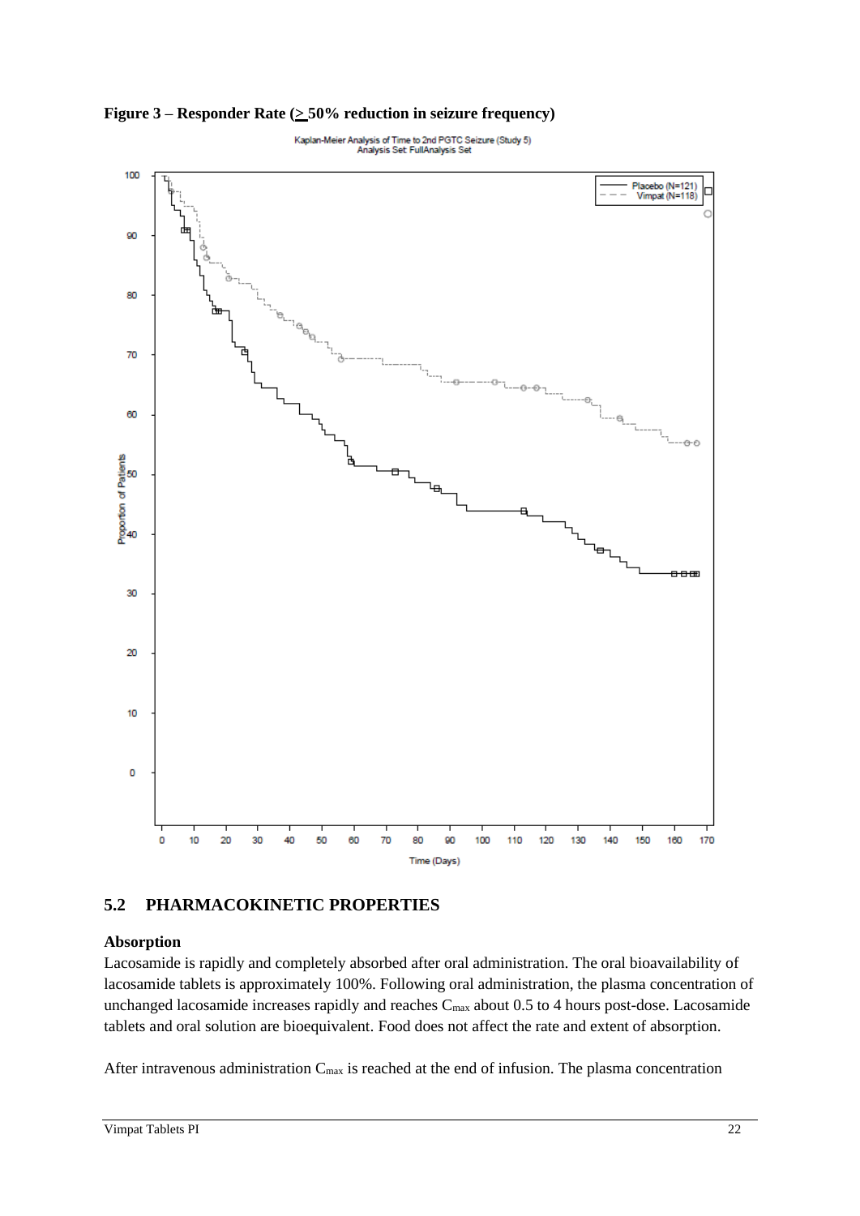**Figure 3 – Responder Rate (≥ 50% reduction in seizure frequency)**

## 5.2 PHARMACOKINETIC PROPERTIES

### Absorption

Lacosamide is rapidly and completely absorbed after oral administration. The oral bioavailability of lacosamide tablets is approximately 100%. Following oral administration, the plasma concentration of unchanged lacosamide increases rapidly and reaches $C_{max}$ about 0.5 to 4 hours post-dose. Lacosamide tablets and oral solution are bioequivalent. Food does not affect the rate and extent of absorption.

After intravenous administration $C_{max}$ is reached at the end of infusion. The plasma concentration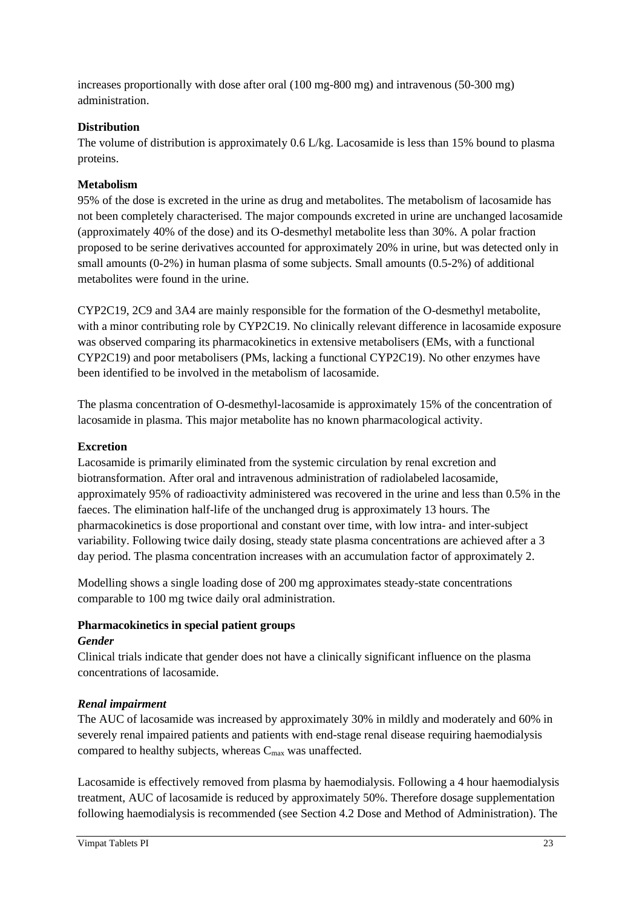increases proportionally with dose after oral (100 mg-800 mg) and intravenous (50-300 mg) administration.

**Distribution**

The volume of distribution is approximately 0.6 L/kg. Lacosamide is less than 15% bound to plasma proteins.

**Metabolism**

95% of the dose is excreted in the urine as drug and metabolites. The metabolism of lacosamide has not been completely characterised. The major compounds excreted in urine are unchanged lacosamide (approximately 40% of the dose) and its O-desmethyl metabolite less than 30%. A polar fraction proposed to be serine derivatives accounted for approximately 20% in urine, but was detected only in small amounts (0-2%) in human plasma of some subjects. Small amounts (0.5-2%) of additional metabolites were found in the urine.

CYP2C19, 2C9 and 3A4 are mainly responsible for the formation of the O-desmethyl metabolite, with a minor contributing role by CYP2C19. No clinically relevant difference in lacosamide exposure was observed comparing its pharmacokinetics in extensive metabolisers (EMs, with a functional CYP2C19) and poor metabolisers (PMs, lacking a functional CYP2C19). No other enzymes have been identified to be involved in the metabolism of lacosamide.

The plasma concentration of O-desmethyl-lacosamide is approximately 15% of the concentration of lacosamide in plasma. This major metabolite has no known pharmacological activity.

**Excretion**

Lacosamide is primarily eliminated from the systemic circulation by renal excretion and biotransformation. After oral and intravenous administration of radiolabeled lacosamide, approximately 95% of radioactivity administered was recovered in the urine and less than 0.5% in the faeces. The elimination half-life of the unchanged drug is approximately 13 hours. The pharmacokinetics is dose proportional and constant over time, with low intra- and inter-subject variability. Following twice daily dosing, steady state plasma concentrations are achieved after a 3 day period. The plasma concentration increases with an accumulation factor of approximately 2.

Modelling shows a single loading dose of 200 mg approximates steady-state concentrations comparable to 100 mg twice daily oral administration.

**Pharmacokinetics in special patient groups**

***Gender***

Clinical trials indicate that gender does not have a clinically significant influence on the plasma concentrations of lacosamide.

***Renal impairment***

The AUC of lacosamide was increased by approximately 30% in mildly and moderately and 60% in severely renal impaired patients and patients with end-stage renal disease requiring haemodialysis compared to healthy subjects, whereas $C_{max}$ was unaffected.

Lacosamide is effectively removed from plasma by haemodialysis. Following a 4 hour haemodialysis treatment, AUC of lacosamide is reduced by approximately 50%. Therefore dosage supplementation following haemodialysis is recommended (see Section 4.2 Dose and Method of Administration). The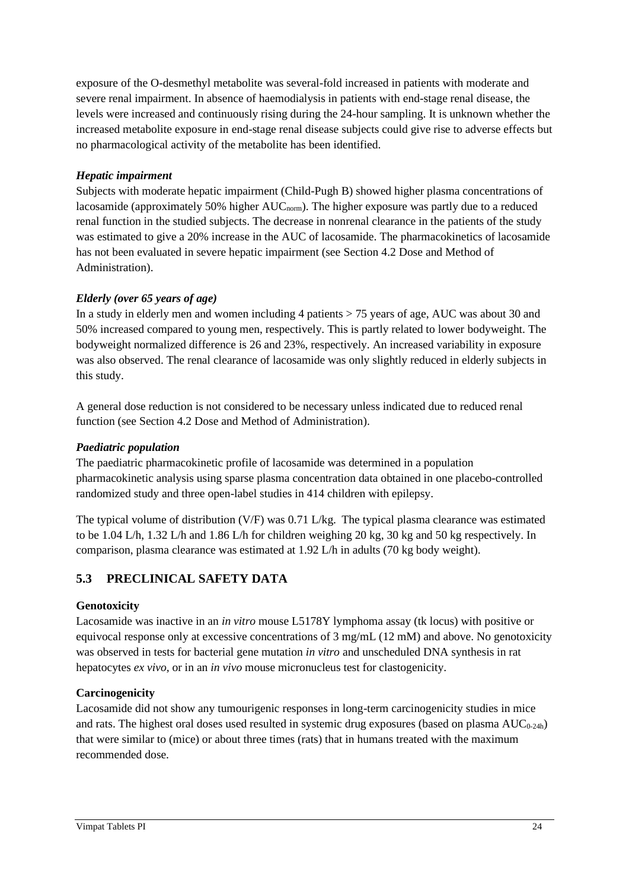exposure of the O-desmethyl metabolite was several-fold increased in patients with moderate and severe renal impairment. In absence of haemodialysis in patients with end-stage renal disease, the levels were increased and continuously rising during the 24-hour sampling. It is unknown whether the increased metabolite exposure in end-stage renal disease subjects could give rise to adverse effects but no pharmacological activity of the metabolite has been identified.

***Hepatic impairment***

Subjects with moderate hepatic impairment (Child-Pugh B) showed higher plasma concentrations of lacosamide (approximately 50% higher $AUC_{norm}$). The higher exposure was partly due to a reduced renal function in the studied subjects. The decrease in nonrenal clearance in the patients of the study was estimated to give a 20% increase in the AUC of lacosamide. The pharmacokinetics of lacosamide has not been evaluated in severe hepatic impairment (see Section 4.2 Dose and Method of Administration).

***Elderly (over 65 years of age)***

In a study in elderly men and women including 4 patients > 75 years of age, AUC was about 30 and 50% increased compared to young men, respectively. This is partly related to lower bodyweight. The bodyweight normalized difference is 26 and 23%, respectively. An increased variability in exposure was also observed. The renal clearance of lacosamide was only slightly reduced in elderly subjects in this study.

A general dose reduction is not considered to be necessary unless indicated due to reduced renal function (see Section 4.2 Dose and Method of Administration).

***Paediatric population***

The paediatric pharmacokinetic profile of lacosamide was determined in a population pharmacokinetic analysis using sparse plasma concentration data obtained in one placebo-controlled randomized study and three open-label studies in 414 children with epilepsy.

The typical volume of distribution (V/F) was 0.71 L/kg. The typical plasma clearance was estimated to be 1.04 L/h, 1.32 L/h and 1.86 L/h for children weighing 20 kg, 30 kg and 50 kg respectively. In comparison, plasma clearance was estimated at 1.92 L/h in adults (70 kg body weight).

## 5.3 PRECLINICAL SAFETY DATA

**Genotoxicity**

Lacosamide was inactive in an *in vitro* mouse L5178Y lymphoma assay (tk locus) with positive or equivocal response only at excessive concentrations of 3 mg/mL (12 mM) and above. No genotoxicity was observed in tests for bacterial gene mutation *in vitro* and unscheduled DNA synthesis in rat hepatocytes *ex vivo*, or in an *in vivo* mouse micronucleus test for clastogenicity.

**Carcinogenicity**

Lacosamide did not show any tumourigenic responses in long-term carcinogenicity studies in mice and rats. The highest oral doses used resulted in systemic drug exposures (based on plasma $AUC_{0\text{-}24h}$) that were similar to (mice) or about three times (rats) that in humans treated with the maximum recommended dose.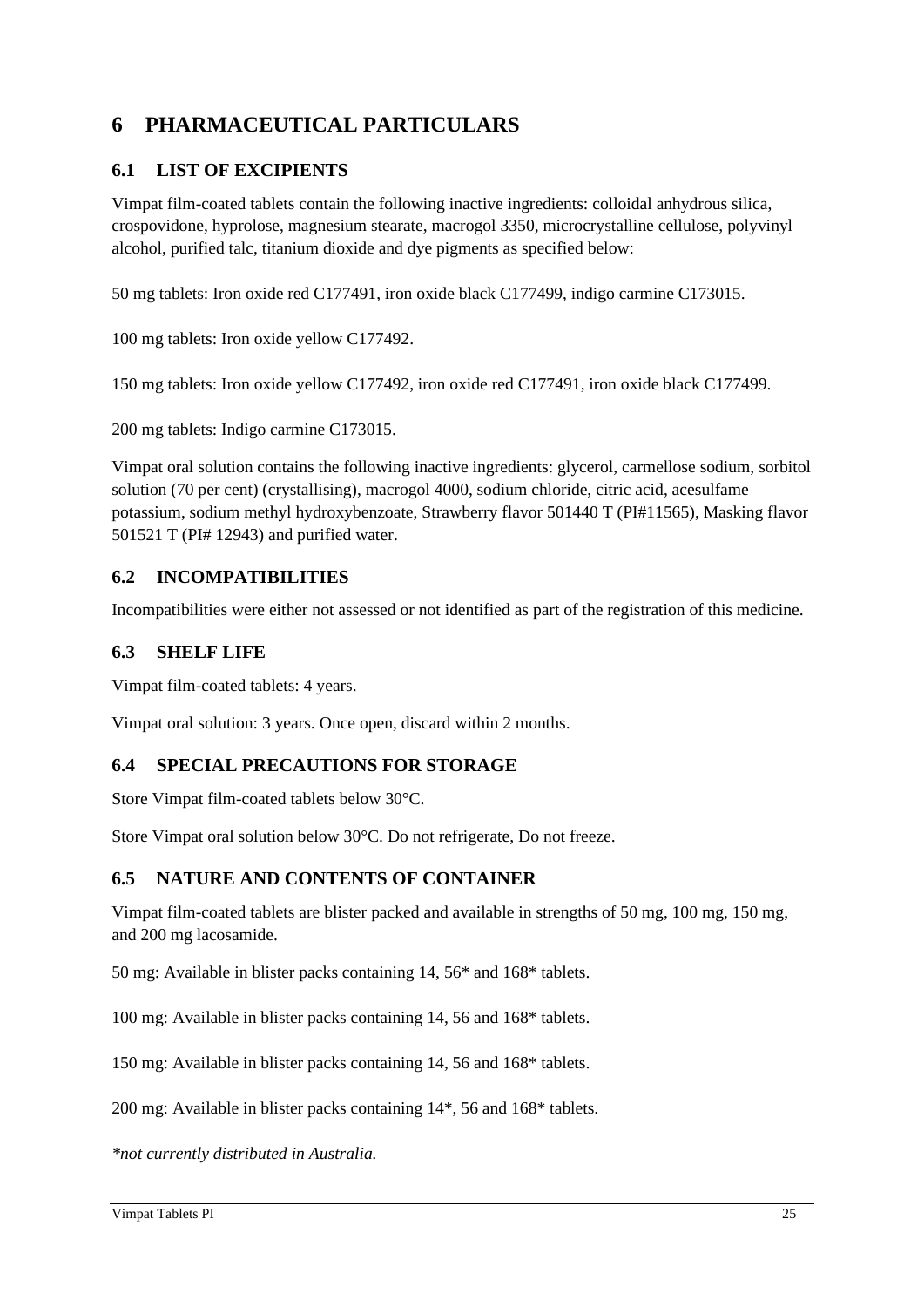# 6 PHARMACEUTICAL PARTICULARS

## 6.1 LIST OF EXCIPIENTS

Vimpat film-coated tablets contain the following inactive ingredients: colloidal anhydrous silica, crospovidone, hyprolose, magnesium stearate, macrogol 3350, microcrystalline cellulose, polyvinyl alcohol, purified talc, titanium dioxide and dye pigments as specified below:

50 mg tablets: Iron oxide red C177491, iron oxide black C177499, indigo carmine C173015.

100 mg tablets: Iron oxide yellow C177492.

150 mg tablets: Iron oxide yellow C177492, iron oxide red C177491, iron oxide black C177499.

200 mg tablets: Indigo carmine C173015.

Vimpat oral solution contains the following inactive ingredients: glycerol, carmellose sodium, sorbitol solution (70 per cent) (crystallising), macrogol 4000, sodium chloride, citric acid, acesulfame potassium, sodium methyl hydroxybenzoate, Strawberry flavor 501440 T (PI#11565), Masking flavor 501521 T (PI# 12943) and purified water.

## 6.2 INCOMPATIBILITIES

Incompatibilities were either not assessed or not identified as part of the registration of this medicine.

## 6.3 SHELF LIFE

Vimpat film-coated tablets: 4 years.

Vimpat oral solution: 3 years. Once open, discard within 2 months.

## 6.4 SPECIAL PRECAUTIONS FOR STORAGE

Store Vimpat film-coated tablets below 30°C.

Store Vimpat oral solution below 30°C. Do not refrigerate, Do not freeze.

## 6.5 NATURE AND CONTENTS OF CONTAINER

Vimpat film-coated tablets are blister packed and available in strengths of 50 mg, 100 mg, 150 mg, and 200 mg lacosamide.

50 mg: Available in blister packs containing 14, 56* and 168* tablets.

100 mg: Available in blister packs containing 14, 56 and 168* tablets.

150 mg: Available in blister packs containing 14, 56 and 168* tablets.

200 mg: Available in blister packs containing 14*, 56 and 168* tablets.

*\*not currently distributed in Australia.*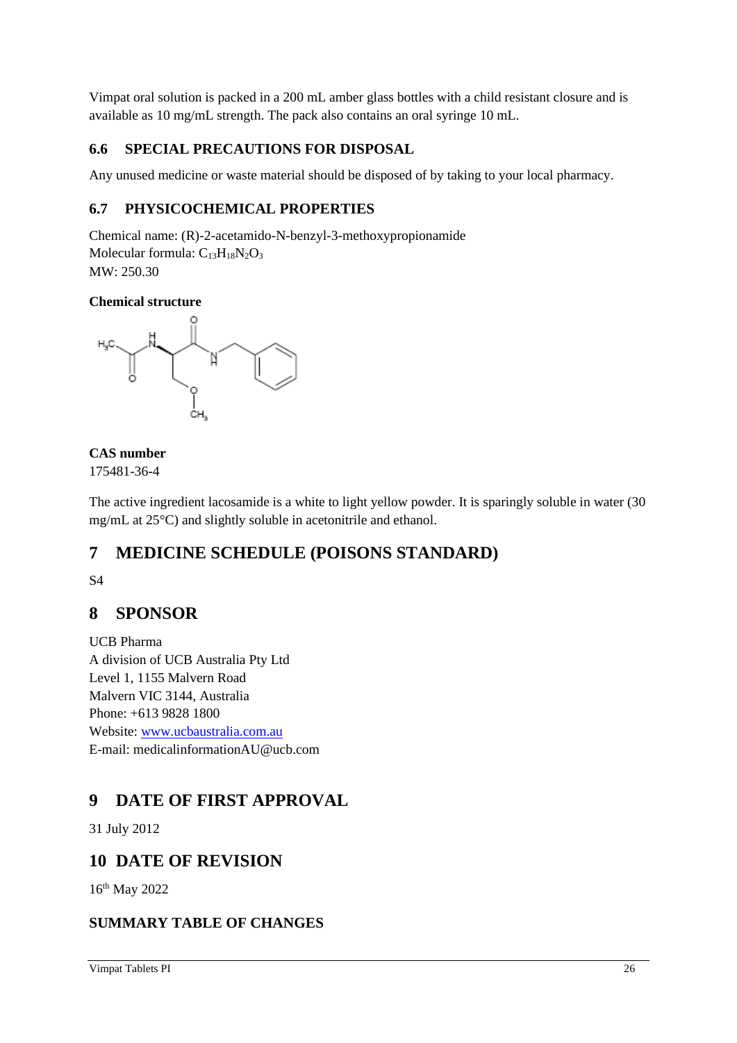Vimpat oral solution is packed in a 200 mL amber glass bottles with a child resistant closure and is available as 10 mg/mL strength. The pack also contains an oral syringe 10 mL.

### 6.6 SPECIAL PRECAUTIONS FOR DISPOSAL

Any unused medicine or waste material should be disposed of by taking to your local pharmacy.

### 6.7 PHYSICOCHEMICAL PROPERTIES

Chemical name: (R)-2-acetamido-N-benzyl-3-methoxypropionamide
Molecular formula: $C_{13}H_{18}N_2O_3$
MW: 250.30

**Chemical structure**

**CAS number**
175481-36-4

The active ingredient lacosamide is a white to light yellow powder. It is sparingly soluble in water (30 mg/mL at 25°C) and slightly soluble in acetonitrile and ethanol.

## 7 MEDICINE SCHEDULE (POISONS STANDARD)

S4

## 8 SPONSOR

UCB Pharma
A division of UCB Australia Pty Ltd
Level 1, 1155 Malvern Road
Malvern VIC 3144, Australia
Phone: +613 9828 1800
Website: www.ucbaustralia.com.au
E-mail: medicalinformationAU@ucb.com

## 9 DATE OF FIRST APPROVAL

31 July 2012

## 10 DATE OF REVISION

16th May 2022

### SUMMARY TABLE OF CHANGES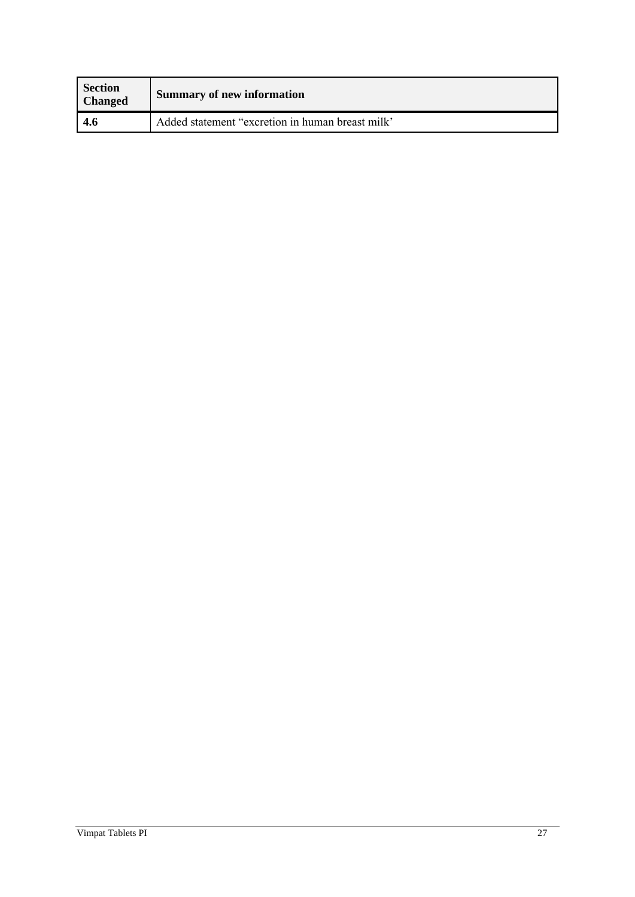| Section Changed | Summary of new information |
|---|---|
| **4.6** | Added statement “excretion in human breast milk’ |